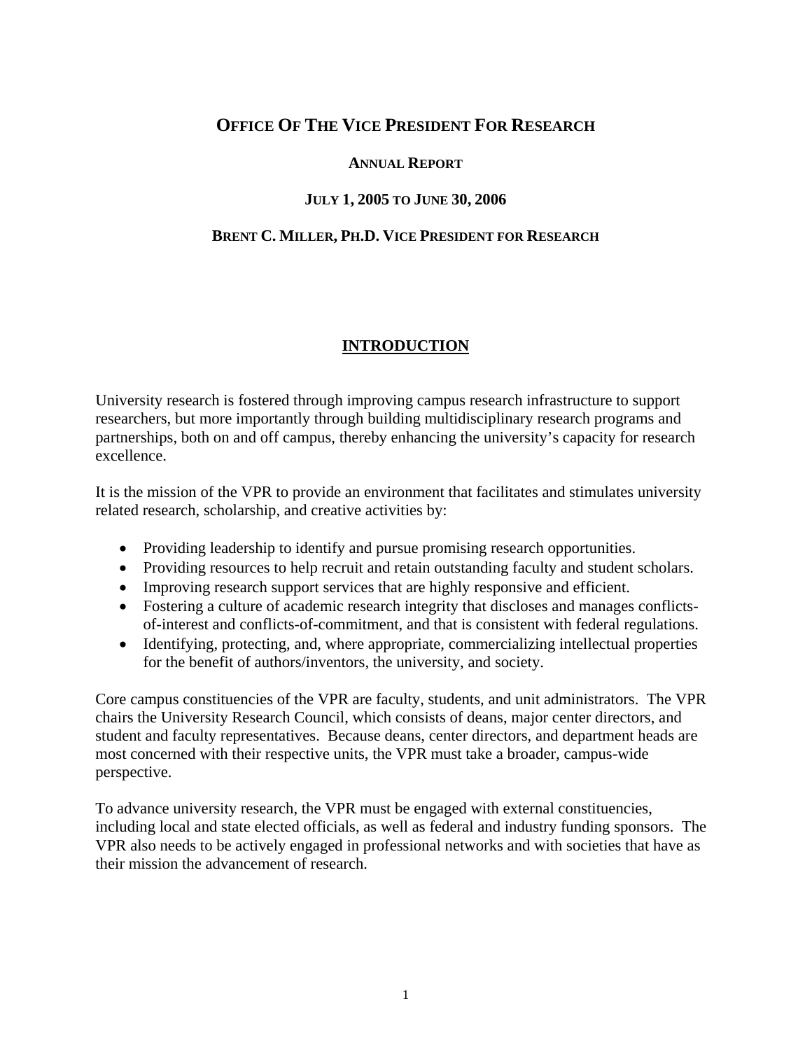# OFFICE OF THE VICE PRESIDENT FOR RESEARCH

## ANNUAL REPORT

## JULY 1, 2005 TO JUNE 30, 2006

## BRENT C. MILLER, PH.D. VICE PRESIDENT FOR RESEARCH

## INTRODUCTION

University research is fostered through improving campus research infrastructure to support researchers, but more importantly through building multidisciplinary research programs and partnerships, both on and off campus, thereby enhancing the university's capacity for research excellence.

It is the mission of the VPR to provide an environment that facilitates and stimulates university related research, scholarship, and creative activities by:

- Providing leadership to identify and pursue promising research opportunities.
- Providing resources to help recruit and retain outstanding faculty and student scholars.
- Improving research support services that are highly responsive and efficient.
- Fostering a culture of academic research integrity that discloses and manages conflicts-of-interest and conflicts-of-commitment, and that is consistent with federal regulations.
- Identifying, protecting, and, where appropriate, commercializing intellectual properties for the benefit of authors/inventors, the university, and society.

Core campus constituencies of the VPR are faculty, students, and unit administrators. The VPR chairs the University Research Council, which consists of deans, major center directors, and student and faculty representatives. Because deans, center directors, and department heads are most concerned with their respective units, the VPR must take a broader, campus-wide perspective.

To advance university research, the VPR must be engaged with external constituencies, including local and state elected officials, as well as federal and industry funding sponsors. The VPR also needs to be actively engaged in professional networks and with societies that have as their mission the advancement of research.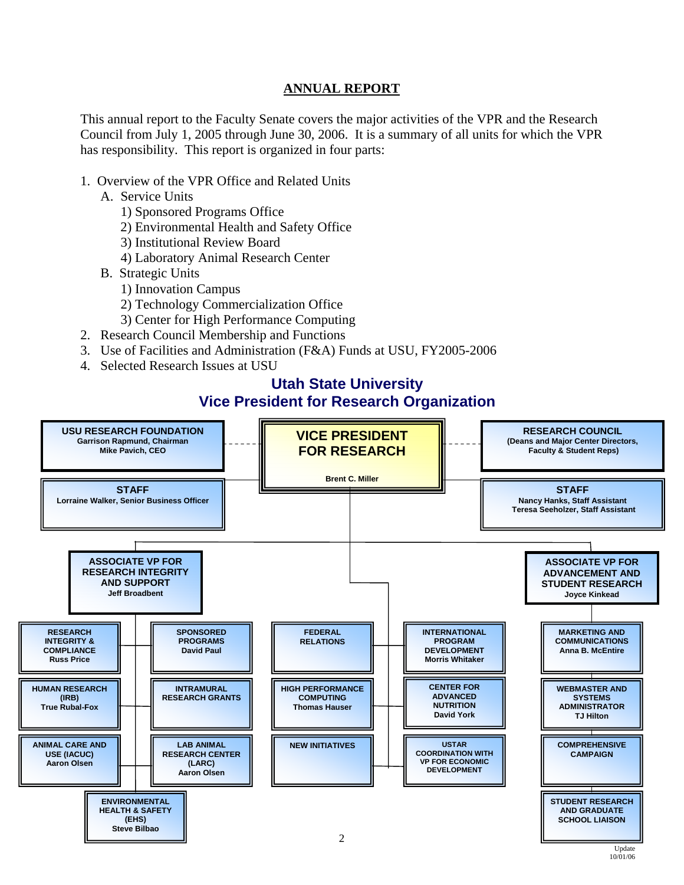## ANNUAL REPORT

This annual report to the Faculty Senate covers the major activities of the VPR and the Research Council from July 1, 2005 through June 30, 2006. It is a summary of all units for which the VPR has responsibility. This report is organized in four parts:

1. Overview of the VPR Office and Related Units
   - A. Service Units
     - 1) Sponsored Programs Office
     - 2) Environmental Health and Safety Office
     - 3) Institutional Review Board
     - 4) Laboratory Animal Research Center
   - B. Strategic Units
     - 1) Innovation Campus
     - 2) Technology Commercialization Office
     - 3) Center for High Performance Computing
2. Research Council Membership and Functions
3. Use of Facilities and Administration (F&A) Funds at USU, FY2005-2006
4. Selected Research Issues at USU

## Utah State University
## Vice President for Research Organization

**VICE PRESIDENT FOR RESEARCH**
Brent C. Miller

**USU RESEARCH FOUNDATION**
Garrison Rapmund, Chairman
Mike Pavich, CEO

**RESEARCH COUNCIL**
(Deans and Major Center Directors, Faculty & Student Reps)

**STAFF**
Lorraine Walker, Senior Business Officer

**STAFF**
Nancy Hanks, Staff Assistant
Teresa Seeholzer, Staff Assistant

**ASSOCIATE VP FOR RESEARCH INTEGRITY AND SUPPORT**
Jeff Broadbent

- RESEARCH INTEGRITY & COMPLIANCE — Russ Price
- SPONSORED PROGRAMS — David Paul
- HUMAN RESEARCH (IRB) — True Rubal-Fox
- INTRAMURAL RESEARCH GRANTS
- ANIMAL CARE AND USE (IACUC) — Aaron Olsen
- LAB ANIMAL RESEARCH CENTER (LARC) — Aaron Olsen
- ENVIRONMENTAL HEALTH & SAFETY (EHS) — Steve Bilbao

**Reporting directly to the Vice President for Research**

- FEDERAL RELATIONS
- INTERNATIONAL PROGRAM DEVELOPMENT — Morris Whitaker
- HIGH PERFORMANCE COMPUTING — Thomas Hauser
- CENTER FOR ADVANCED NUTRITION — David York
- NEW INITIATIVES
- USTAR COORDINATION WITH VP FOR ECONOMIC DEVELOPMENT

**ASSOCIATE VP FOR ADVANCEMENT AND STUDENT RESEARCH**
Joyce Kinkead

- MARKETING AND COMMUNICATIONS — Anna B. McEntire
- WEBMASTER AND SYSTEMS ADMINISTRATOR — TJ Hilton
- COMPREHENSIVE CAMPAIGN
- STUDENT RESEARCH AND GRADUATE SCHOOL LIAISON

Update 10/01/06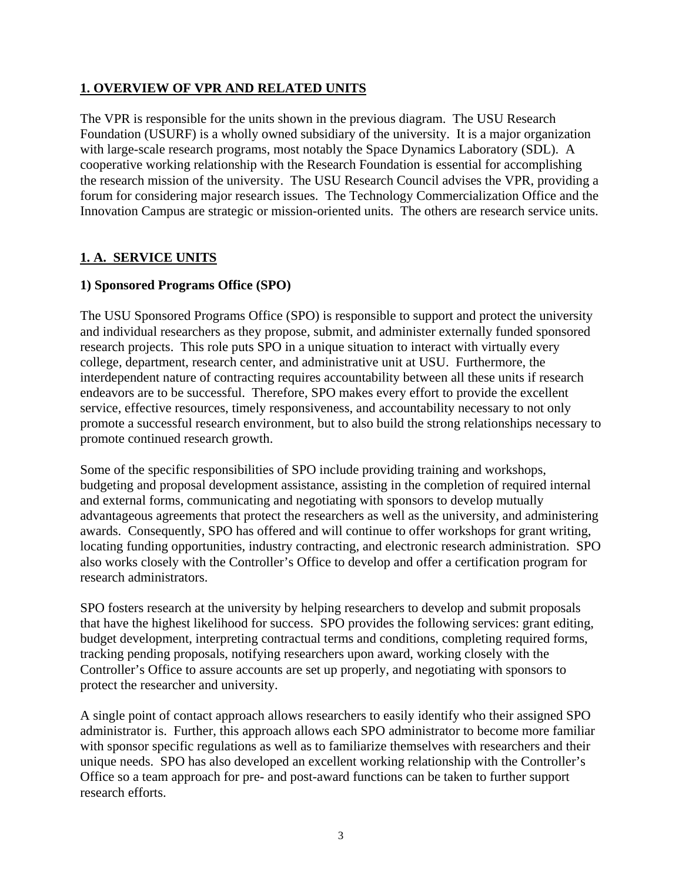## 1. OVERVIEW OF VPR AND RELATED UNITS

The VPR is responsible for the units shown in the previous diagram. The USU Research Foundation (USURF) is a wholly owned subsidiary of the university. It is a major organization with large-scale research programs, most notably the Space Dynamics Laboratory (SDL). A cooperative working relationship with the Research Foundation is essential for accomplishing the research mission of the university. The USU Research Council advises the VPR, providing a forum for considering major research issues. The Technology Commercialization Office and the Innovation Campus are strategic or mission-oriented units. The others are research service units.

## 1. A. SERVICE UNITS

### 1) Sponsored Programs Office (SPO)

The USU Sponsored Programs Office (SPO) is responsible to support and protect the university and individual researchers as they propose, submit, and administer externally funded sponsored research projects. This role puts SPO in a unique situation to interact with virtually every college, department, research center, and administrative unit at USU. Furthermore, the interdependent nature of contracting requires accountability between all these units if research endeavors are to be successful. Therefore, SPO makes every effort to provide the excellent service, effective resources, timely responsiveness, and accountability necessary to not only promote a successful research environment, but to also build the strong relationships necessary to promote continued research growth.

Some of the specific responsibilities of SPO include providing training and workshops, budgeting and proposal development assistance, assisting in the completion of required internal and external forms, communicating and negotiating with sponsors to develop mutually advantageous agreements that protect the researchers as well as the university, and administering awards. Consequently, SPO has offered and will continue to offer workshops for grant writing, locating funding opportunities, industry contracting, and electronic research administration. SPO also works closely with the Controller's Office to develop and offer a certification program for research administrators.

SPO fosters research at the university by helping researchers to develop and submit proposals that have the highest likelihood for success. SPO provides the following services: grant editing, budget development, interpreting contractual terms and conditions, completing required forms, tracking pending proposals, notifying researchers upon award, working closely with the Controller's Office to assure accounts are set up properly, and negotiating with sponsors to protect the researcher and university.

A single point of contact approach allows researchers to easily identify who their assigned SPO administrator is. Further, this approach allows each SPO administrator to become more familiar with sponsor specific regulations as well as to familiarize themselves with researchers and their unique needs. SPO has also developed an excellent working relationship with the Controller's Office so a team approach for pre- and post-award functions can be taken to further support research efforts.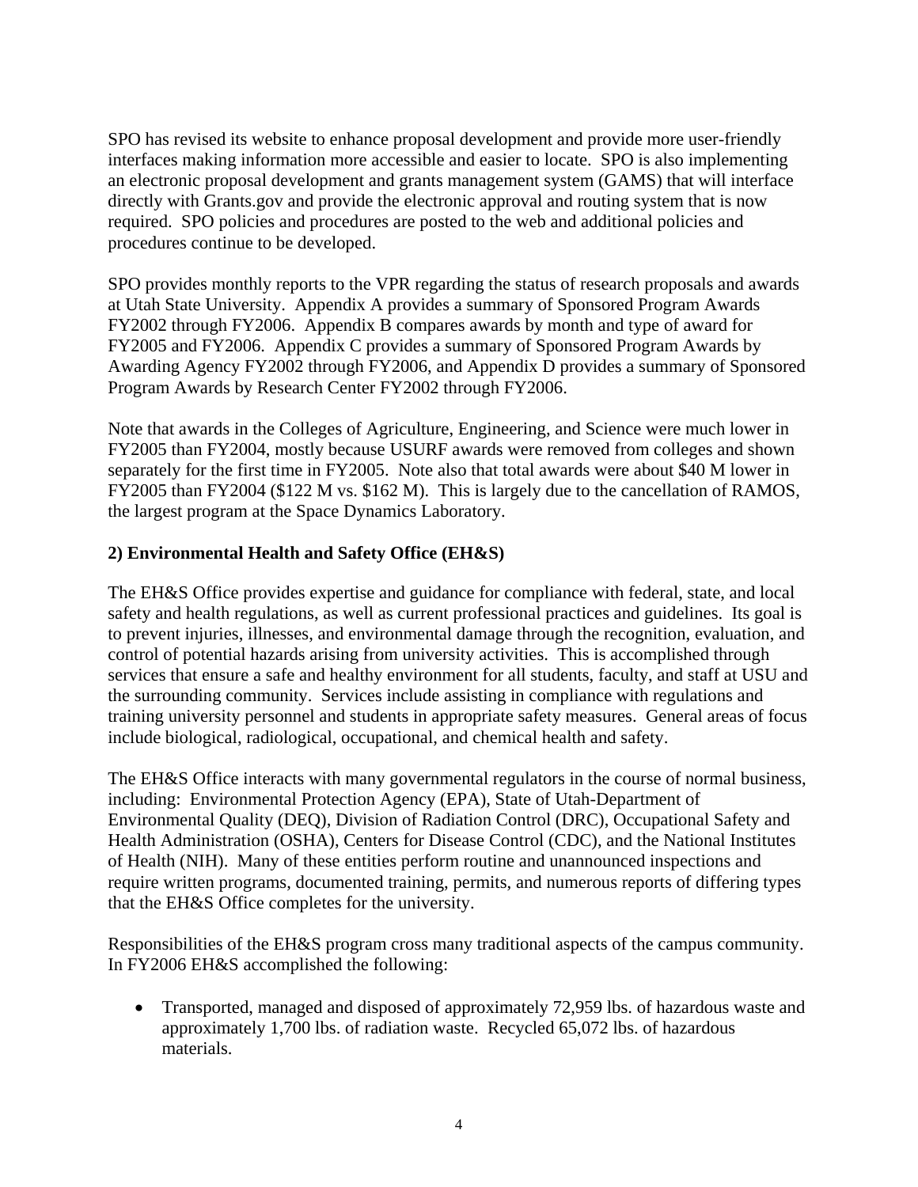SPO has revised its website to enhance proposal development and provide more user-friendly interfaces making information more accessible and easier to locate. SPO is also implementing an electronic proposal development and grants management system (GAMS) that will interface directly with Grants.gov and provide the electronic approval and routing system that is now required. SPO policies and procedures are posted to the web and additional policies and procedures continue to be developed.

SPO provides monthly reports to the VPR regarding the status of research proposals and awards at Utah State University. Appendix A provides a summary of Sponsored Program Awards FY2002 through FY2006. Appendix B compares awards by month and type of award for FY2005 and FY2006. Appendix C provides a summary of Sponsored Program Awards by Awarding Agency FY2002 through FY2006, and Appendix D provides a summary of Sponsored Program Awards by Research Center FY2002 through FY2006.

Note that awards in the Colleges of Agriculture, Engineering, and Science were much lower in FY2005 than FY2004, mostly because USURF awards were removed from colleges and shown separately for the first time in FY2005. Note also that total awards were about $40 M lower in FY2005 than FY2004 ($122 M vs. $162 M). This is largely due to the cancellation of RAMOS, the largest program at the Space Dynamics Laboratory.

**2) Environmental Health and Safety Office (EH&S)**

The EH&S Office provides expertise and guidance for compliance with federal, state, and local safety and health regulations, as well as current professional practices and guidelines. Its goal is to prevent injuries, illnesses, and environmental damage through the recognition, evaluation, and control of potential hazards arising from university activities. This is accomplished through services that ensure a safe and healthy environment for all students, faculty, and staff at USU and the surrounding community. Services include assisting in compliance with regulations and training university personnel and students in appropriate safety measures. General areas of focus include biological, radiological, occupational, and chemical health and safety.

The EH&S Office interacts with many governmental regulators in the course of normal business, including: Environmental Protection Agency (EPA), State of Utah-Department of Environmental Quality (DEQ), Division of Radiation Control (DRC), Occupational Safety and Health Administration (OSHA), Centers for Disease Control (CDC), and the National Institutes of Health (NIH). Many of these entities perform routine and unannounced inspections and require written programs, documented training, permits, and numerous reports of differing types that the EH&S Office completes for the university.

Responsibilities of the EH&S program cross many traditional aspects of the campus community. In FY2006 EH&S accomplished the following:

- Transported, managed and disposed of approximately 72,959 lbs. of hazardous waste and approximately 1,700 lbs. of radiation waste. Recycled 65,072 lbs. of hazardous materials.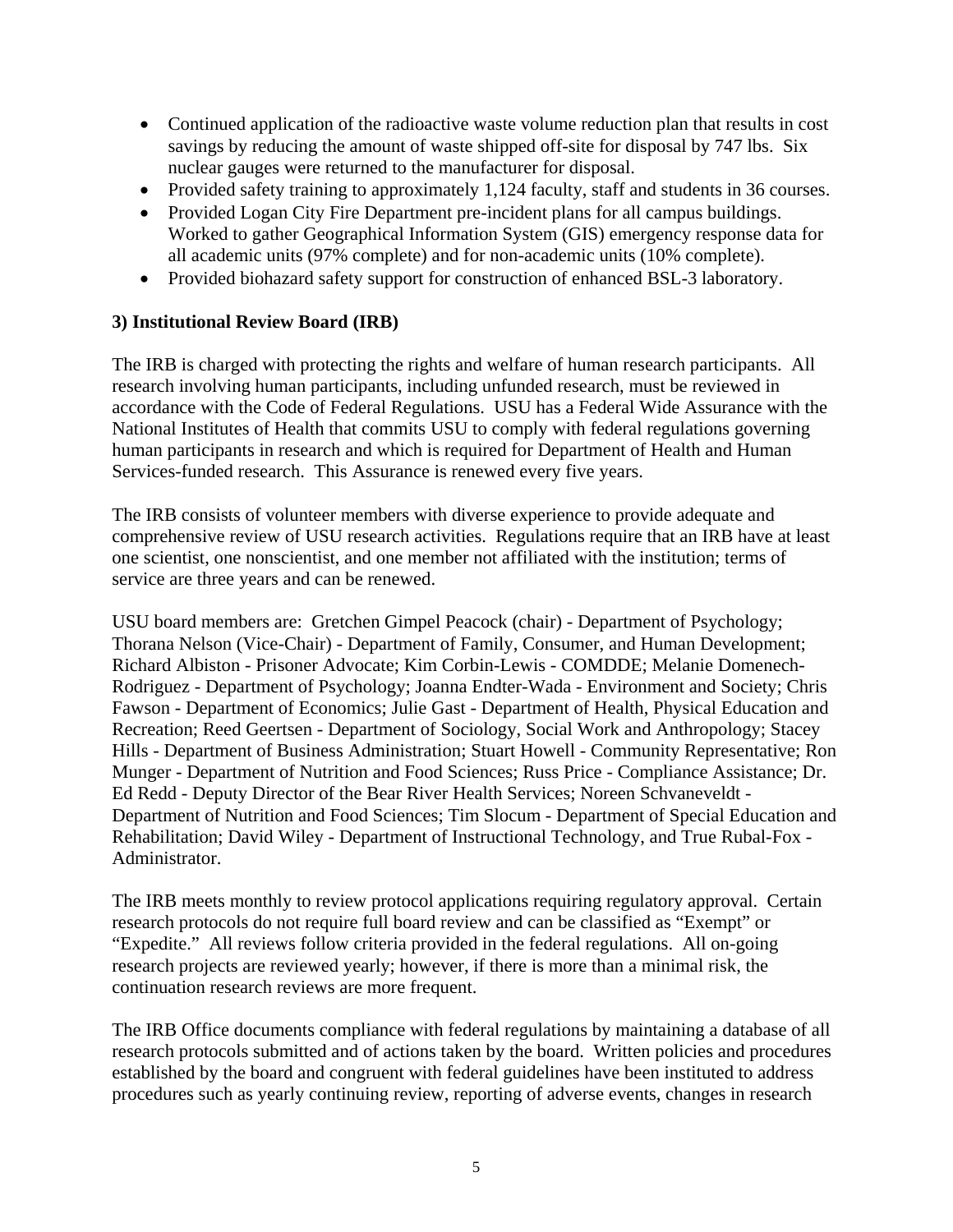- Continued application of the radioactive waste volume reduction plan that results in cost savings by reducing the amount of waste shipped off-site for disposal by 747 lbs. Six nuclear gauges were returned to the manufacturer for disposal.
- Provided safety training to approximately 1,124 faculty, staff and students in 36 courses.
- Provided Logan City Fire Department pre-incident plans for all campus buildings. Worked to gather Geographical Information System (GIS) emergency response data for all academic units (97% complete) and for non-academic units (10% complete).
- Provided biohazard safety support for construction of enhanced BSL-3 laboratory.

### 3) Institutional Review Board (IRB)

The IRB is charged with protecting the rights and welfare of human research participants. All research involving human participants, including unfunded research, must be reviewed in accordance with the Code of Federal Regulations. USU has a Federal Wide Assurance with the National Institutes of Health that commits USU to comply with federal regulations governing human participants in research and which is required for Department of Health and Human Services-funded research. This Assurance is renewed every five years.

The IRB consists of volunteer members with diverse experience to provide adequate and comprehensive review of USU research activities. Regulations require that an IRB have at least one scientist, one nonscientist, and one member not affiliated with the institution; terms of service are three years and can be renewed.

USU board members are: Gretchen Gimpel Peacock (chair) - Department of Psychology; Thorana Nelson (Vice-Chair) - Department of Family, Consumer, and Human Development; Richard Albiston - Prisoner Advocate; Kim Corbin-Lewis - COMDDE; Melanie Domenech-Rodriguez - Department of Psychology; Joanna Endter-Wada - Environment and Society; Chris Fawson - Department of Economics; Julie Gast - Department of Health, Physical Education and Recreation; Reed Geertsen - Department of Sociology, Social Work and Anthropology; Stacey Hills - Department of Business Administration; Stuart Howell - Community Representative; Ron Munger - Department of Nutrition and Food Sciences; Russ Price - Compliance Assistance; Dr. Ed Redd - Deputy Director of the Bear River Health Services; Noreen Schvaneveldt - Department of Nutrition and Food Sciences; Tim Slocum - Department of Special Education and Rehabilitation; David Wiley - Department of Instructional Technology, and True Rubal-Fox - Administrator.

The IRB meets monthly to review protocol applications requiring regulatory approval. Certain research protocols do not require full board review and can be classified as "Exempt" or "Expedite." All reviews follow criteria provided in the federal regulations. All on-going research projects are reviewed yearly; however, if there is more than a minimal risk, the continuation research reviews are more frequent.

The IRB Office documents compliance with federal regulations by maintaining a database of all research protocols submitted and of actions taken by the board. Written policies and procedures established by the board and congruent with federal guidelines have been instituted to address procedures such as yearly continuing review, reporting of adverse events, changes in research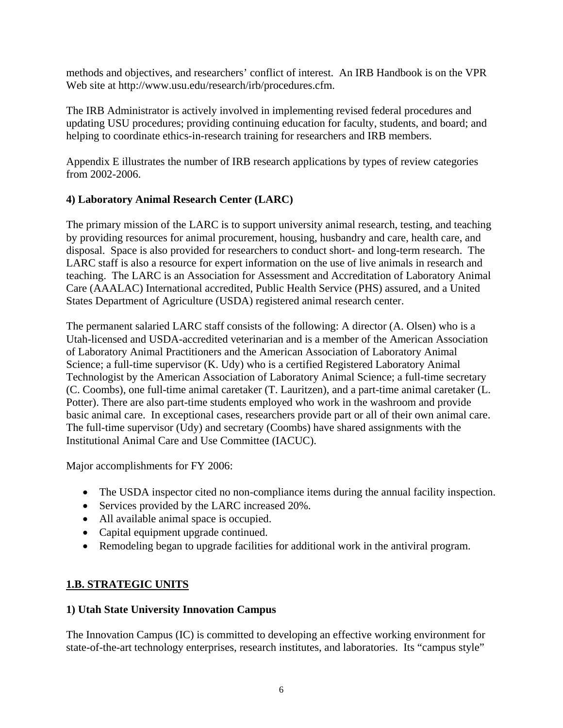methods and objectives, and researchers' conflict of interest. An IRB Handbook is on the VPR Web site at http://www.usu.edu/research/irb/procedures.cfm.

The IRB Administrator is actively involved in implementing revised federal procedures and updating USU procedures; providing continuing education for faculty, students, and board; and helping to coordinate ethics-in-research training for researchers and IRB members.

Appendix E illustrates the number of IRB research applications by types of review categories from 2002-2006.

### 4) Laboratory Animal Research Center (LARC)

The primary mission of the LARC is to support university animal research, testing, and teaching by providing resources for animal procurement, housing, husbandry and care, health care, and disposal. Space is also provided for researchers to conduct short- and long-term research. The LARC staff is also a resource for expert information on the use of live animals in research and teaching. The LARC is an Association for Assessment and Accreditation of Laboratory Animal Care (AAALAC) International accredited, Public Health Service (PHS) assured, and a United States Department of Agriculture (USDA) registered animal research center.

The permanent salaried LARC staff consists of the following: A director (A. Olsen) who is a Utah-licensed and USDA-accredited veterinarian and is a member of the American Association of Laboratory Animal Practitioners and the American Association of Laboratory Animal Science; a full-time supervisor (K. Udy) who is a certified Registered Laboratory Animal Technologist by the American Association of Laboratory Animal Science; a full-time secretary (C. Coombs), one full-time animal caretaker (T. Lauritzen), and a part-time animal caretaker (L. Potter). There are also part-time students employed who work in the washroom and provide basic animal care. In exceptional cases, researchers provide part or all of their own animal care. The full-time supervisor (Udy) and secretary (Coombs) have shared assignments with the Institutional Animal Care and Use Committee (IACUC).

Major accomplishments for FY 2006:

- The USDA inspector cited no non-compliance items during the annual facility inspection.
- Services provided by the LARC increased 20%.
- All available animal space is occupied.
- Capital equipment upgrade continued.
- Remodeling began to upgrade facilities for additional work in the antiviral program.

## 1.B. STRATEGIC UNITS

### 1) Utah State University Innovation Campus

The Innovation Campus (IC) is committed to developing an effective working environment for state-of-the-art technology enterprises, research institutes, and laboratories. Its "campus style"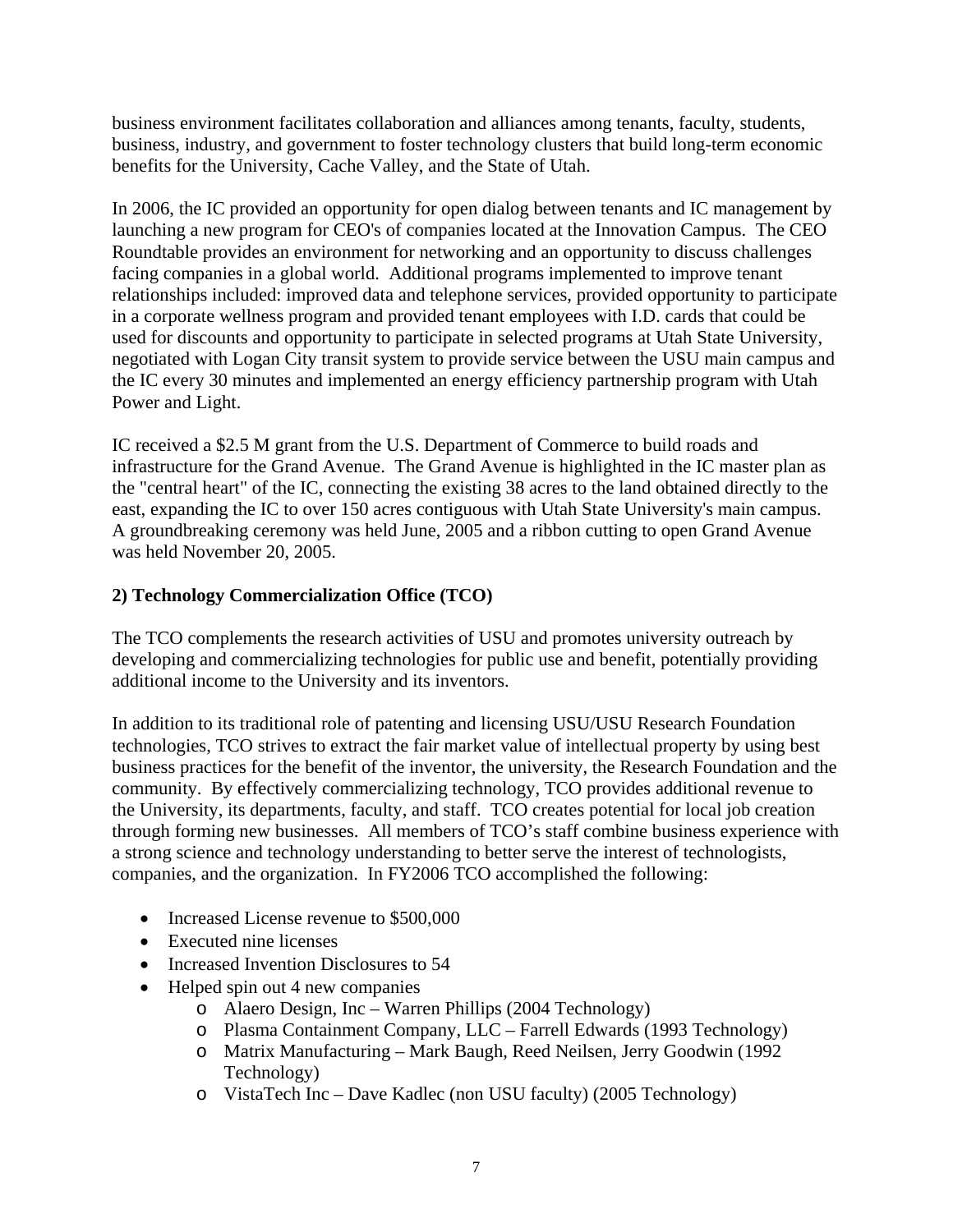business environment facilitates collaboration and alliances among tenants, faculty, students, business, industry, and government to foster technology clusters that build long-term economic benefits for the University, Cache Valley, and the State of Utah.

In 2006, the IC provided an opportunity for open dialog between tenants and IC management by launching a new program for CEO's of companies located at the Innovation Campus. The CEO Roundtable provides an environment for networking and an opportunity to discuss challenges facing companies in a global world. Additional programs implemented to improve tenant relationships included: improved data and telephone services, provided opportunity to participate in a corporate wellness program and provided tenant employees with I.D. cards that could be used for discounts and opportunity to participate in selected programs at Utah State University, negotiated with Logan City transit system to provide service between the USU main campus and the IC every 30 minutes and implemented an energy efficiency partnership program with Utah Power and Light.

IC received a $2.5 M grant from the U.S. Department of Commerce to build roads and infrastructure for the Grand Avenue. The Grand Avenue is highlighted in the IC master plan as the "central heart" of the IC, connecting the existing 38 acres to the land obtained directly to the east, expanding the IC to over 150 acres contiguous with Utah State University's main campus. A groundbreaking ceremony was held June, 2005 and a ribbon cutting to open Grand Avenue was held November 20, 2005.

**2) Technology Commercialization Office (TCO)**

The TCO complements the research activities of USU and promotes university outreach by developing and commercializing technologies for public use and benefit, potentially providing additional income to the University and its inventors.

In addition to its traditional role of patenting and licensing USU/USU Research Foundation technologies, TCO strives to extract the fair market value of intellectual property by using best business practices for the benefit of the inventor, the university, the Research Foundation and the community. By effectively commercializing technology, TCO provides additional revenue to the University, its departments, faculty, and staff. TCO creates potential for local job creation through forming new businesses. All members of TCO's staff combine business experience with a strong science and technology understanding to better serve the interest of technologists, companies, and the organization. In FY2006 TCO accomplished the following:

- Increased License revenue to $500,000
- Executed nine licenses
- Increased Invention Disclosures to 54
- Helped spin out 4 new companies
  - Alaero Design, Inc – Warren Phillips (2004 Technology)
  - Plasma Containment Company, LLC – Farrell Edwards (1993 Technology)
  - Matrix Manufacturing – Mark Baugh, Reed Neilsen, Jerry Goodwin (1992 Technology)
  - VistaTech Inc – Dave Kadlec (non USU faculty) (2005 Technology)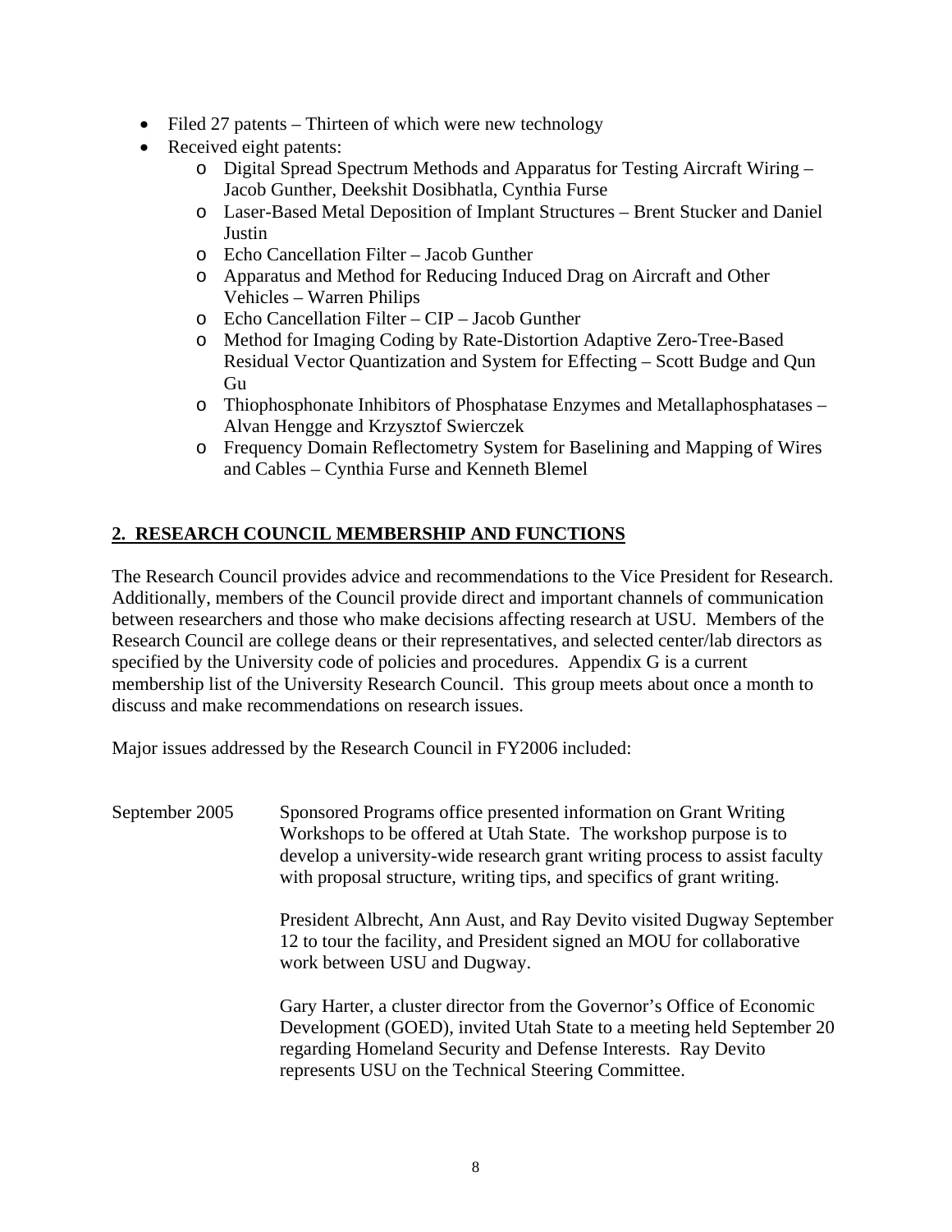- Filed 27 patents – Thirteen of which were new technology
- Received eight patents:
  - Digital Spread Spectrum Methods and Apparatus for Testing Aircraft Wiring – Jacob Gunther, Deekshit Dosibhatla, Cynthia Furse
  - Laser-Based Metal Deposition of Implant Structures – Brent Stucker and Daniel Justin
  - Echo Cancellation Filter – Jacob Gunther
  - Apparatus and Method for Reducing Induced Drag on Aircraft and Other Vehicles – Warren Philips
  - Echo Cancellation Filter – CIP – Jacob Gunther
  - Method for Imaging Coding by Rate-Distortion Adaptive Zero-Tree-Based Residual Vector Quantization and System for Effecting – Scott Budge and Qun Gu
  - Thiophosphonate Inhibitors of Phosphatase Enzymes and Metallaphosphatases – Alvan Hengge and Krzysztof Swierczek
  - Frequency Domain Reflectometry System for Baselining and Mapping of Wires and Cables – Cynthia Furse and Kenneth Blemel

## 2. RESEARCH COUNCIL MEMBERSHIP AND FUNCTIONS

The Research Council provides advice and recommendations to the Vice President for Research. Additionally, members of the Council provide direct and important channels of communication between researchers and those who make decisions affecting research at USU. Members of the Research Council are college deans or their representatives, and selected center/lab directors as specified by the University code of policies and procedures. Appendix G is a current membership list of the University Research Council. This group meets about once a month to discuss and make recommendations on research issues.

Major issues addressed by the Research Council in FY2006 included:

September 2005

Sponsored Programs office presented information on Grant Writing Workshops to be offered at Utah State. The workshop purpose is to develop a university-wide research grant writing process to assist faculty with proposal structure, writing tips, and specifics of grant writing.

President Albrecht, Ann Aust, and Ray Devito visited Dugway September 12 to tour the facility, and President signed an MOU for collaborative work between USU and Dugway.

Gary Harter, a cluster director from the Governor's Office of Economic Development (GOED), invited Utah State to a meeting held September 20 regarding Homeland Security and Defense Interests. Ray Devito represents USU on the Technical Steering Committee.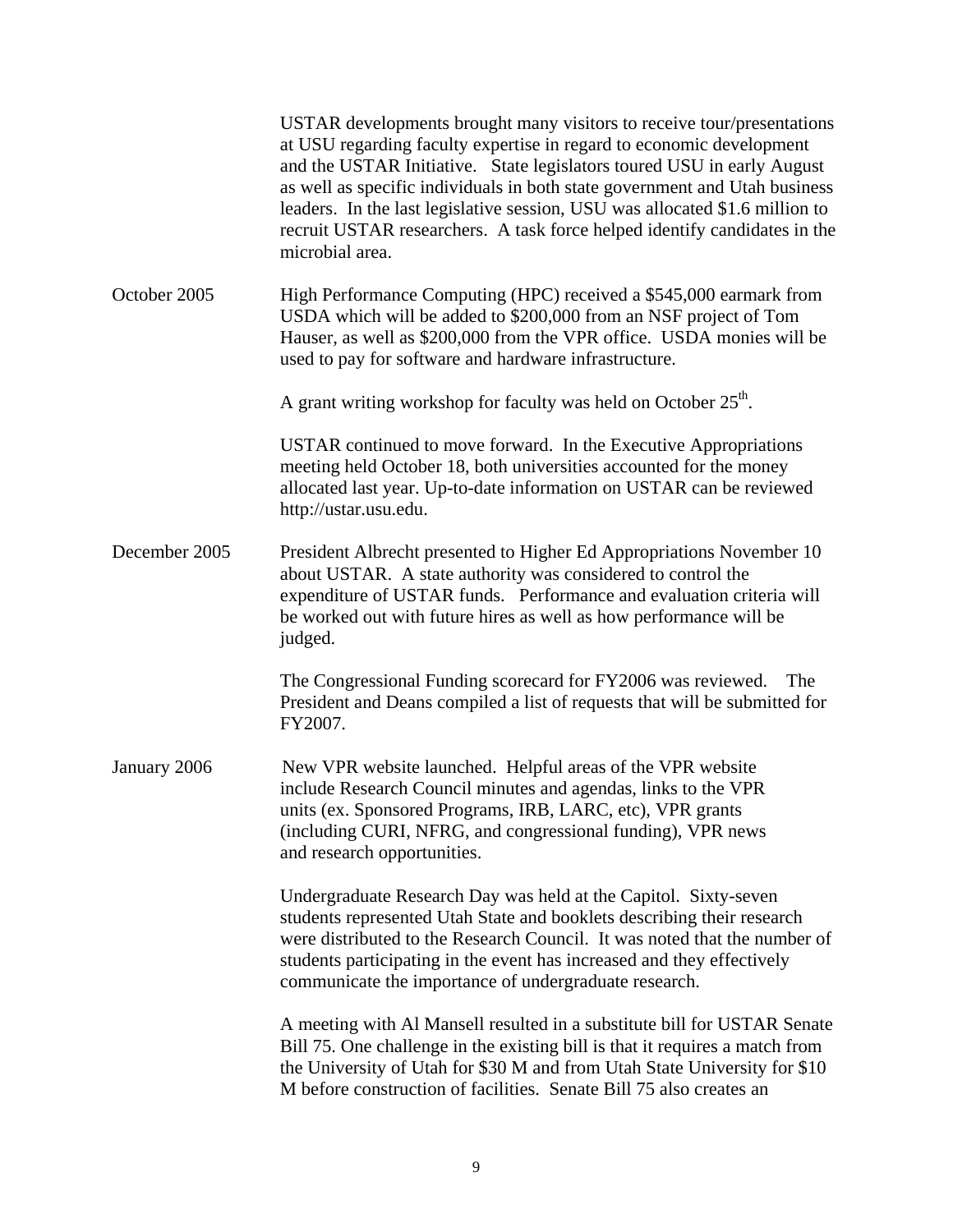USTAR developments brought many visitors to receive tour/presentations at USU regarding faculty expertise in regard to economic development and the USTAR Initiative. State legislators toured USU in early August as well as specific individuals in both state government and Utah business leaders. In the last legislative session, USU was allocated $1.6 million to recruit USTAR researchers. A task force helped identify candidates in the microbial area.

October 2005 High Performance Computing (HPC) received a $545,000 earmark from USDA which will be added to $200,000 from an NSF project of Tom Hauser, as well as $200,000 from the VPR office. USDA monies will be used to pay for software and hardware infrastructure.

A grant writing workshop for faculty was held on October 25th.

USTAR continued to move forward. In the Executive Appropriations meeting held October 18, both universities accounted for the money allocated last year. Up-to-date information on USTAR can be reviewed http://ustar.usu.edu.

December 2005 President Albrecht presented to Higher Ed Appropriations November 10 about USTAR. A state authority was considered to control the expenditure of USTAR funds. Performance and evaluation criteria will be worked out with future hires as well as how performance will be judged.

The Congressional Funding scorecard for FY2006 was reviewed. The President and Deans compiled a list of requests that will be submitted for FY2007.

January 2006 New VPR website launched. Helpful areas of the VPR website include Research Council minutes and agendas, links to the VPR units (ex. Sponsored Programs, IRB, LARC, etc), VPR grants (including CURI, NFRG, and congressional funding), VPR news and research opportunities.

Undergraduate Research Day was held at the Capitol. Sixty-seven students represented Utah State and booklets describing their research were distributed to the Research Council. It was noted that the number of students participating in the event has increased and they effectively communicate the importance of undergraduate research.

A meeting with Al Mansell resulted in a substitute bill for USTAR Senate Bill 75. One challenge in the existing bill is that it requires a match from the University of Utah for $30 M and from Utah State University for $10 M before construction of facilities. Senate Bill 75 also creates an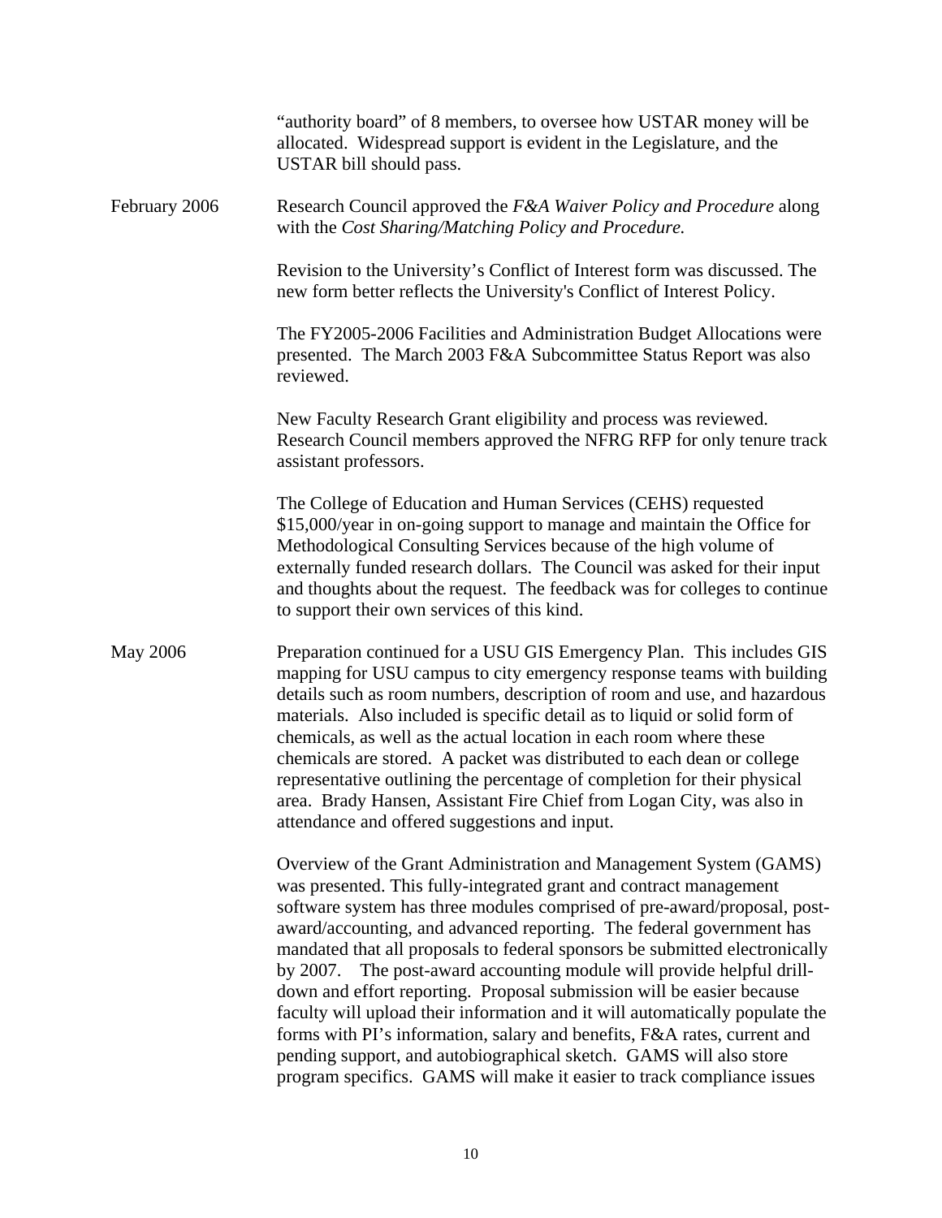"authority board" of 8 members, to oversee how USTAR money will be allocated. Widespread support is evident in the Legislature, and the USTAR bill should pass.

**February 2006**

Research Council approved the *F&A Waiver Policy and Procedure* along with the *Cost Sharing/Matching Policy and Procedure.*

Revision to the University's Conflict of Interest form was discussed. The new form better reflects the University's Conflict of Interest Policy.

The FY2005-2006 Facilities and Administration Budget Allocations were presented. The March 2003 F&A Subcommittee Status Report was also reviewed.

New Faculty Research Grant eligibility and process was reviewed. Research Council members approved the NFRG RFP for only tenure track assistant professors.

The College of Education and Human Services (CEHS) requested $15,000/year in on-going support to manage and maintain the Office for Methodological Consulting Services because of the high volume of externally funded research dollars. The Council was asked for their input and thoughts about the request. The feedback was for colleges to continue to support their own services of this kind.

**May 2006**

Preparation continued for a USU GIS Emergency Plan. This includes GIS mapping for USU campus to city emergency response teams with building details such as room numbers, description of room and use, and hazardous materials. Also included is specific detail as to liquid or solid form of chemicals, as well as the actual location in each room where these chemicals are stored. A packet was distributed to each dean or college representative outlining the percentage of completion for their physical area. Brady Hansen, Assistant Fire Chief from Logan City, was also in attendance and offered suggestions and input.

Overview of the Grant Administration and Management System (GAMS) was presented. This fully-integrated grant and contract management software system has three modules comprised of pre-award/proposal, post-award/accounting, and advanced reporting. The federal government has mandated that all proposals to federal sponsors be submitted electronically by 2007. The post-award accounting module will provide helpful drill-down and effort reporting. Proposal submission will be easier because faculty will upload their information and it will automatically populate the forms with PI's information, salary and benefits, F&A rates, current and pending support, and autobiographical sketch. GAMS will also store program specifics. GAMS will make it easier to track compliance issues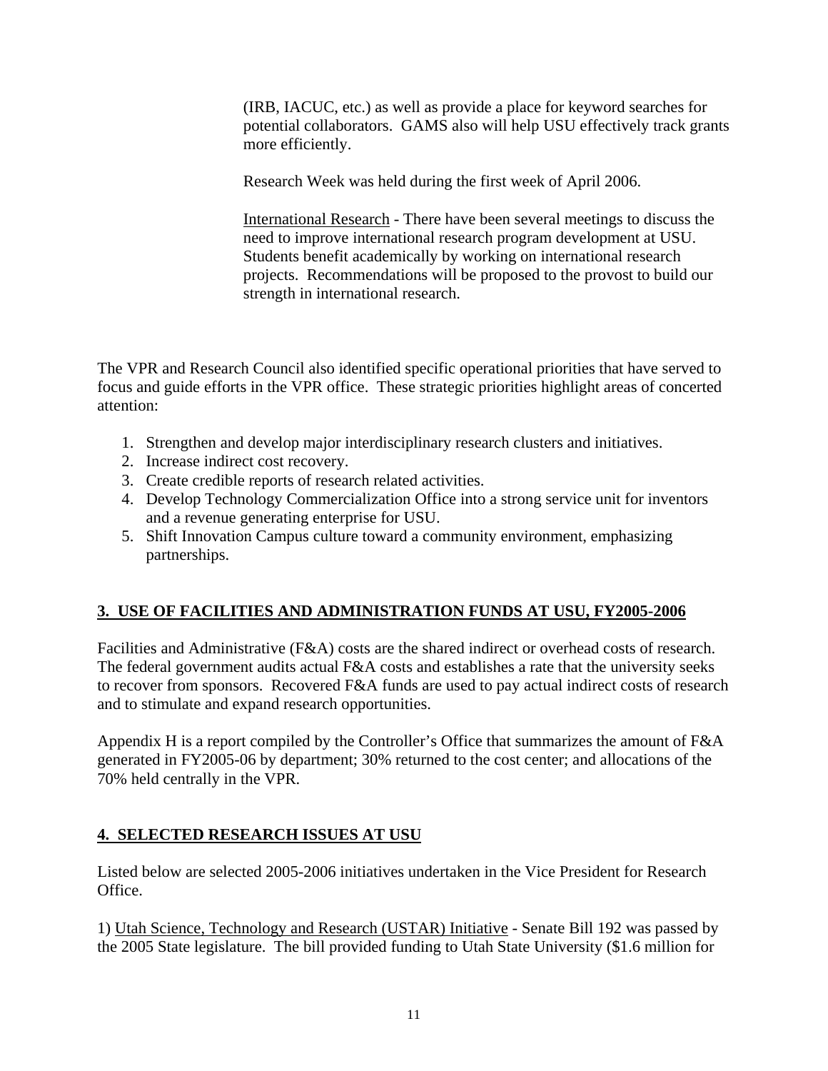(IRB, IACUC, etc.) as well as provide a place for keyword searches for potential collaborators. GAMS also will help USU effectively track grants more efficiently.

Research Week was held during the first week of April 2006.

International Research - There have been several meetings to discuss the need to improve international research program development at USU. Students benefit academically by working on international research projects. Recommendations will be proposed to the provost to build our strength in international research.

The VPR and Research Council also identified specific operational priorities that have served to focus and guide efforts in the VPR office. These strategic priorities highlight areas of concerted attention:

1. Strengthen and develop major interdisciplinary research clusters and initiatives.
2. Increase indirect cost recovery.
3. Create credible reports of research related activities.
4. Develop Technology Commercialization Office into a strong service unit for inventors and a revenue generating enterprise for USU.
5. Shift Innovation Campus culture toward a community environment, emphasizing partnerships.

## 3. USE OF FACILITIES AND ADMINISTRATION FUNDS AT USU, FY2005-2006

Facilities and Administrative (F&A) costs are the shared indirect or overhead costs of research. The federal government audits actual F&A costs and establishes a rate that the university seeks to recover from sponsors. Recovered F&A funds are used to pay actual indirect costs of research and to stimulate and expand research opportunities.

Appendix H is a report compiled by the Controller's Office that summarizes the amount of F&A generated in FY2005-06 by department; 30% returned to the cost center; and allocations of the 70% held centrally in the VPR.

## 4. SELECTED RESEARCH ISSUES AT USU

Listed below are selected 2005-2006 initiatives undertaken in the Vice President for Research Office.

1) Utah Science, Technology and Research (USTAR) Initiative - Senate Bill 192 was passed by the 2005 State legislature. The bill provided funding to Utah State University ($1.6 million for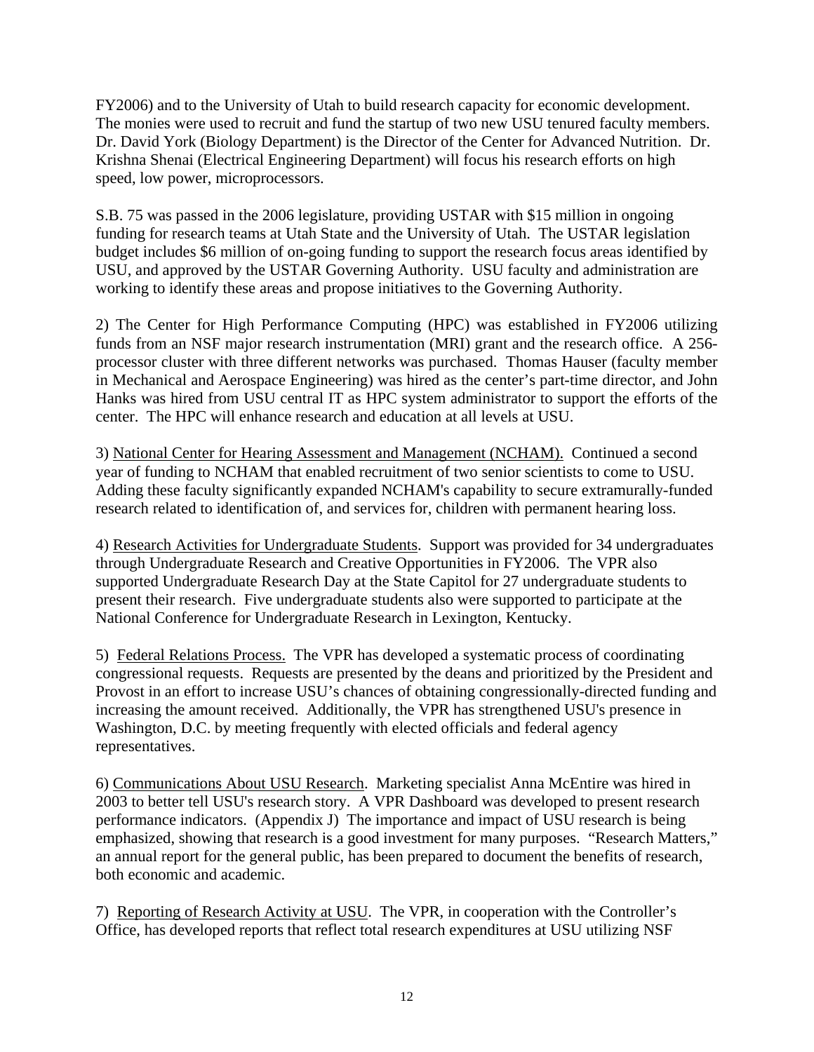FY2006) and to the University of Utah to build research capacity for economic development. The monies were used to recruit and fund the startup of two new USU tenured faculty members. Dr. David York (Biology Department) is the Director of the Center for Advanced Nutrition. Dr. Krishna Shenai (Electrical Engineering Department) will focus his research efforts on high speed, low power, microprocessors.

S.B. 75 was passed in the 2006 legislature, providing USTAR with $15 million in ongoing funding for research teams at Utah State and the University of Utah. The USTAR legislation budget includes $6 million of on-going funding to support the research focus areas identified by USU, and approved by the USTAR Governing Authority. USU faculty and administration are working to identify these areas and propose initiatives to the Governing Authority.

2) The Center for High Performance Computing (HPC) was established in FY2006 utilizing funds from an NSF major research instrumentation (MRI) grant and the research office. A 256-processor cluster with three different networks was purchased. Thomas Hauser (faculty member in Mechanical and Aerospace Engineering) was hired as the center's part-time director, and John Hanks was hired from USU central IT as HPC system administrator to support the efforts of the center. The HPC will enhance research and education at all levels at USU.

3) <u>National Center for Hearing Assessment and Management (NCHAM).</u> Continued a second year of funding to NCHAM that enabled recruitment of two senior scientists to come to USU. Adding these faculty significantly expanded NCHAM's capability to secure extramurally-funded research related to identification of, and services for, children with permanent hearing loss.

4) <u>Research Activities for Undergraduate Students</u>. Support was provided for 34 undergraduates through Undergraduate Research and Creative Opportunities in FY2006. The VPR also supported Undergraduate Research Day at the State Capitol for 27 undergraduate students to present their research. Five undergraduate students also were supported to participate at the National Conference for Undergraduate Research in Lexington, Kentucky.

5) <u>Federal Relations Process.</u> The VPR has developed a systematic process of coordinating congressional requests. Requests are presented by the deans and prioritized by the President and Provost in an effort to increase USU's chances of obtaining congressionally-directed funding and increasing the amount received. Additionally, the VPR has strengthened USU's presence in Washington, D.C. by meeting frequently with elected officials and federal agency representatives.

6) <u>Communications About USU Research</u>. Marketing specialist Anna McEntire was hired in 2003 to better tell USU's research story. A VPR Dashboard was developed to present research performance indicators. (Appendix J) The importance and impact of USU research is being emphasized, showing that research is a good investment for many purposes. "Research Matters," an annual report for the general public, has been prepared to document the benefits of research, both economic and academic.

7) <u>Reporting of Research Activity at USU</u>. The VPR, in cooperation with the Controller's Office, has developed reports that reflect total research expenditures at USU utilizing NSF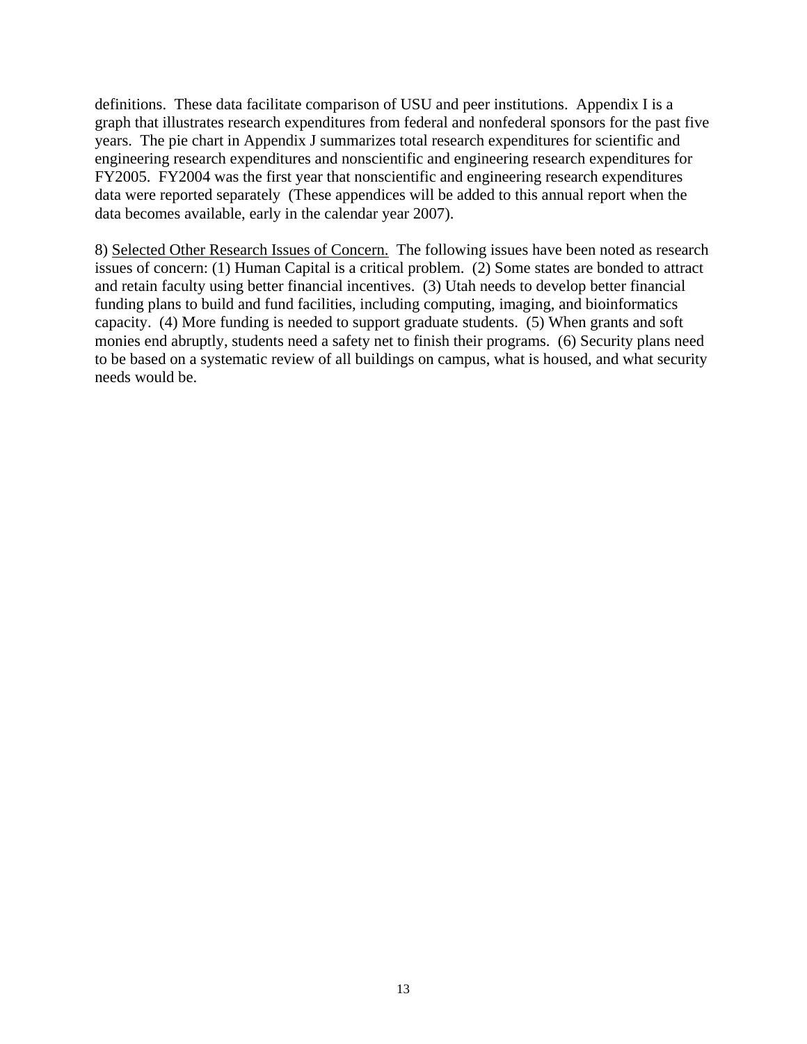definitions. These data facilitate comparison of USU and peer institutions. Appendix I is a graph that illustrates research expenditures from federal and nonfederal sponsors for the past five years. The pie chart in Appendix J summarizes total research expenditures for scientific and engineering research expenditures and nonscientific and engineering research expenditures for FY2005. FY2004 was the first year that nonscientific and engineering research expenditures data were reported separately (These appendices will be added to this annual report when the data becomes available, early in the calendar year 2007).

8) <u>Selected Other Research Issues of Concern.</u> The following issues have been noted as research issues of concern: (1) Human Capital is a critical problem. (2) Some states are bonded to attract and retain faculty using better financial incentives. (3) Utah needs to develop better financial funding plans to build and fund facilities, including computing, imaging, and bioinformatics capacity. (4) More funding is needed to support graduate students. (5) When grants and soft monies end abruptly, students need a safety net to finish their programs. (6) Security plans need to be based on a systematic review of all buildings on campus, what is housed, and what security needs would be.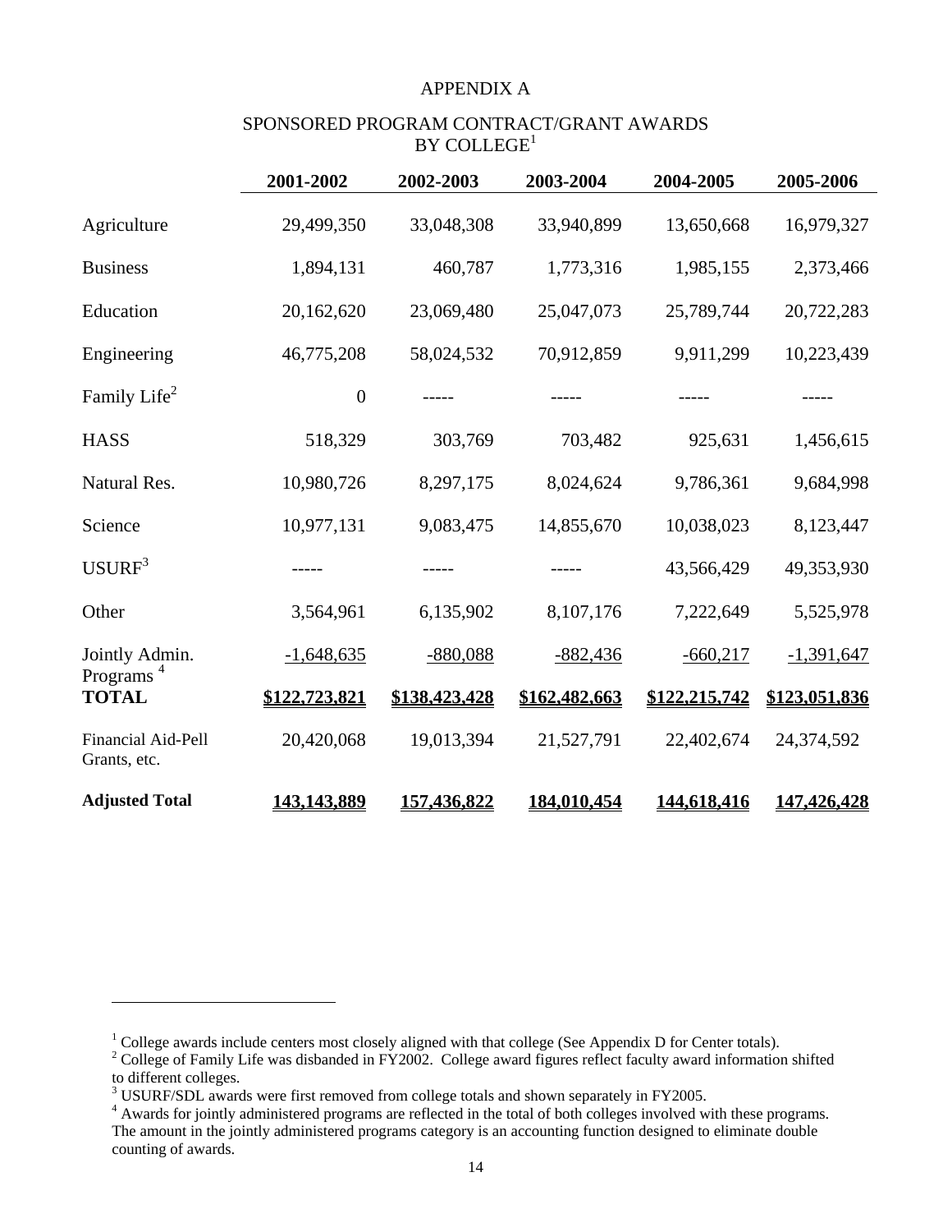# APPENDIX A

## SPONSORED PROGRAM CONTRACT/GRANT AWARDS BY COLLEGE[1]

| | 2001-2002 | 2002-2003 | 2003-2004 | 2004-2005 | 2005-2006 |
|---|---|---|---|---|---|
| Agriculture | 29,499,350 | 33,048,308 | 33,940,899 | 13,650,668 | 16,979,327 |
| Business | 1,894,131 | 460,787 | 1,773,316 | 1,985,155 | 2,373,466 |
| Education | 20,162,620 | 23,069,480 | 25,047,073 | 25,789,744 | 20,722,283 |
| Engineering | 46,775,208 | 58,024,532 | 70,912,859 | 9,911,299 | 10,223,439 |
| Family Life[2] | 0 | ----- | ----- | ----- | ----- |
| HASS | 518,329 | 303,769 | 703,482 | 925,631 | 1,456,615 |
| Natural Res. | 10,980,726 | 8,297,175 | 8,024,624 | 9,786,361 | 9,684,998 |
| Science | 10,977,131 | 9,083,475 | 14,855,670 | 10,038,023 | 8,123,447 |
| USURF[3] | ----- | ----- | ----- | 43,566,429 | 49,353,930 |
| Other | 3,564,961 | 6,135,902 | 8,107,176 | 7,222,649 | 5,525,978 |
| Jointly Admin. Programs[4] | -1,648,635 | -880,088 | -882,436 | -660,217 | -1,391,647 |
| **TOTAL** | **\$122,723,821** | **\$138,423,428** | **\$162,482,663** | **\$122,215,742** | **\$123,051,836** |
| Financial Aid-Pell Grants, etc. | 20,420,068 | 19,013,394 | 21,527,791 | 22,402,674 | 24,374,592 |
| **Adjusted Total** | **143,143,889** | **157,436,822** | **184,010,454** | **144,618,416** | **147,426,428** |

---

[1] College awards include centers most closely aligned with that college (See Appendix D for Center totals).

[2] College of Family Life was disbanded in FY2002. College award figures reflect faculty award information shifted to different colleges.

[3] USURF/SDL awards were first removed from college totals and shown separately in FY2005.

[4] Awards for jointly administered programs are reflected in the total of both colleges involved with these programs. The amount in the jointly administered programs category is an accounting function designed to eliminate double counting of awards.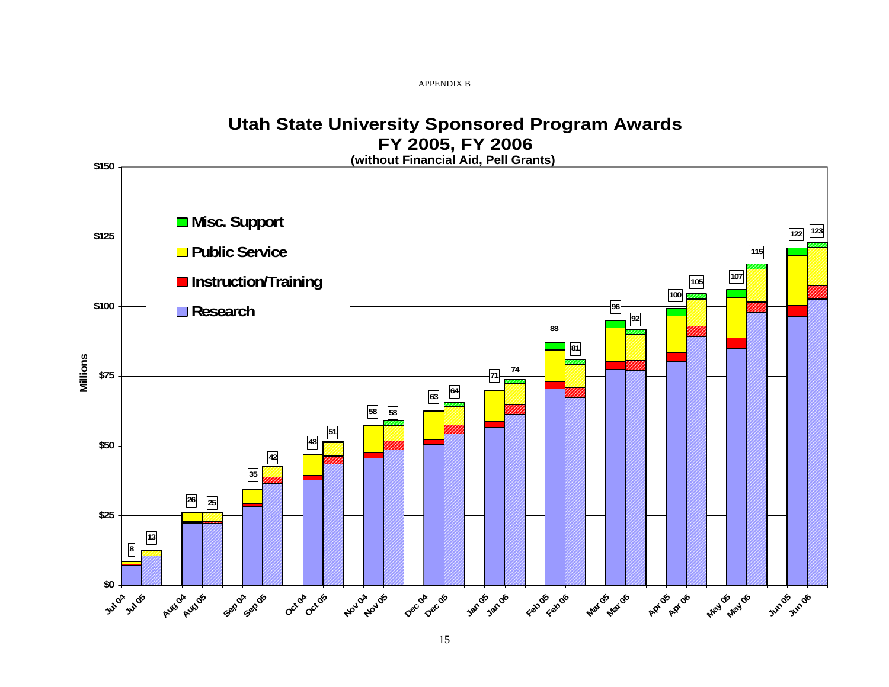APPENDIX B

# Utah State University Sponsored Program Awards
## FY 2005, FY 2006
### (without Financial Aid, Pell Grants)

Legend: Misc. Support, Public Service, Instruction/Training, Research

Y-axis: Millions ($0 – $150)

| Month | FY 2005 Total (Millions) | FY 2006 Total (Millions) |
|---|---|---|
| Jul | 8 | 13 |
| Aug | 26 | 25 |
| Sep | 35 | 42 |
| Oct | 48 | 51 |
| Nov | 58 | 58 |
| Dec | 63 | 64 |
| Jan | 71 | 74 |
| Feb | 88 | 81 |
| Mar | 96 | 92 |
| Apr | 100 | 105 |
| May | 107 | 115 |
| Jun | 122 | 123 |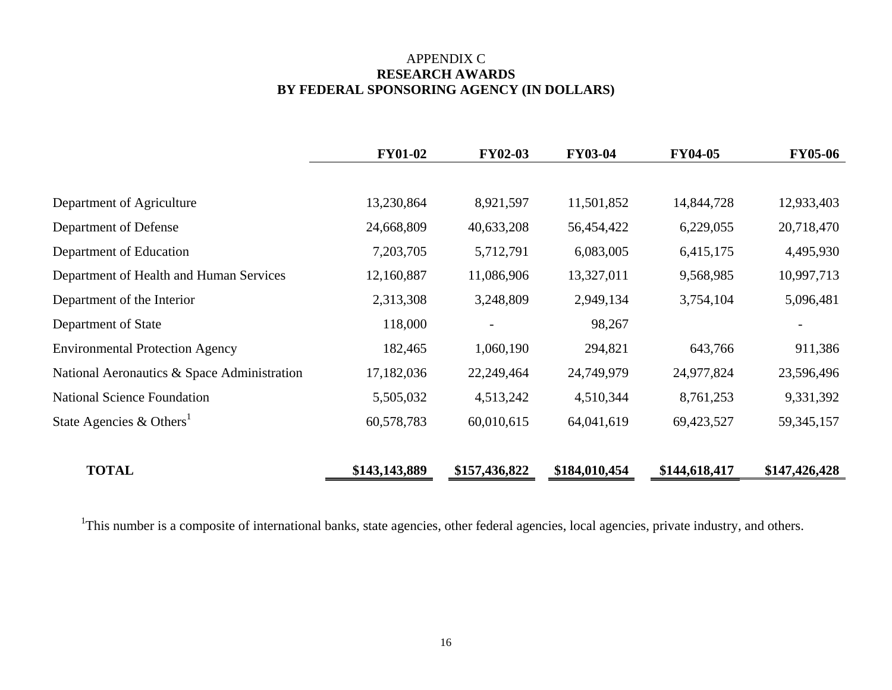APPENDIX C

**RESEARCH AWARDS**

**BY FEDERAL SPONSORING AGENCY (IN DOLLARS)**

| | FY01-02 | FY02-03 | FY03-04 | FY04-05 | FY05-06 |
|---|---|---|---|---|---|
| Department of Agriculture | 13,230,864 | 8,921,597 | 11,501,852 | 14,844,728 | 12,933,403 |
| Department of Defense | 24,668,809 | 40,633,208 | 56,454,422 | 6,229,055 | 20,718,470 |
| Department of Education | 7,203,705 | 5,712,791 | 6,083,005 | 6,415,175 | 4,495,930 |
| Department of Health and Human Services | 12,160,887 | 11,086,906 | 13,327,011 | 9,568,985 | 10,997,713 |
| Department of the Interior | 2,313,308 | 3,248,809 | 2,949,134 | 3,754,104 | 5,096,481 |
| Department of State | 118,000 | - | 98,267 | | - |
| Environmental Protection Agency | 182,465 | 1,060,190 | 294,821 | 643,766 | 911,386 |
| National Aeronautics & Space Administration | 17,182,036 | 22,249,464 | 24,749,979 | 24,977,824 | 23,596,496 |
| National Science Foundation | 5,505,032 | 4,513,242 | 4,510,344 | 8,761,253 | 9,331,392 |
| State Agencies & Others[1] | 60,578,783 | 60,010,615 | 64,041,619 | 69,423,527 | 59,345,157 |
| **TOTAL** | **$143,143,889** | **$157,436,822** | **$184,010,454** | **$144,618,417** | **$147,426,428** |

[1]This number is a composite of international banks, state agencies, other federal agencies, local agencies, private industry, and others.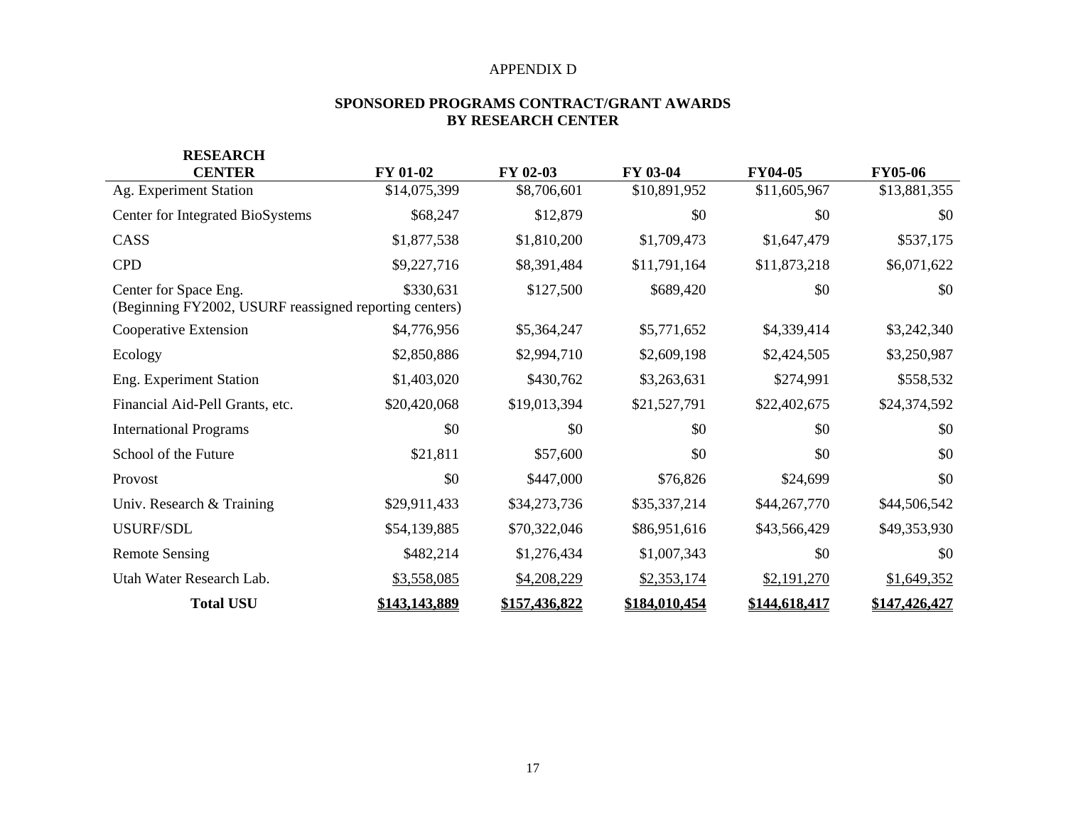APPENDIX D

## SPONSORED PROGRAMS CONTRACT/GRANT AWARDS BY RESEARCH CENTER

| RESEARCH CENTER | FY 01-02 | FY 02-03 | FY 03-04 | FY04-05 | FY05-06 |
|---|---|---|---|---|---|
| Ag. Experiment Station | $14,075,399 | $8,706,601 | $10,891,952 | $11,605,967 | $13,881,355 |
| Center for Integrated BioSystems | $68,247 | $12,879 | $0 | $0 | $0 |
| CASS | $1,877,538 | $1,810,200 | $1,709,473 | $1,647,479 | $537,175 |
| CPD | $9,227,716 | $8,391,484 | $11,791,164 | $11,873,218 | $6,071,622 |
| Center for Space Eng. (Beginning FY2002, USURF reassigned reporting centers) | $330,631 | $127,500 | $689,420 | $0 | $0 |
| Cooperative Extension | $4,776,956 | $5,364,247 | $5,771,652 | $4,339,414 | $3,242,340 |
| Ecology | $2,850,886 | $2,994,710 | $2,609,198 | $2,424,505 | $3,250,987 |
| Eng. Experiment Station | $1,403,020 | $430,762 | $3,263,631 | $274,991 | $558,532 |
| Financial Aid-Pell Grants, etc. | $20,420,068 | $19,013,394 | $21,527,791 | $22,402,675 | $24,374,592 |
| International Programs | $0 | $0 | $0 | $0 | $0 |
| School of the Future | $21,811 | $57,600 | $0 | $0 | $0 |
| Provost | $0 | $447,000 | $76,826 | $24,699 | $0 |
| Univ. Research & Training | $29,911,433 | $34,273,736 | $35,337,214 | $44,267,770 | $44,506,542 |
| USURF/SDL | $54,139,885 | $70,322,046 | $86,951,616 | $43,566,429 | $49,353,930 |
| Remote Sensing | $482,214 | $1,276,434 | $1,007,343 | $0 | $0 |
| Utah Water Research Lab. | $3,558,085 | $4,208,229 | $2,353,174 | $2,191,270 | $1,649,352 |
| **Total USU** | **$143,143,889** | **$157,436,822** | **$184,010,454** | **$144,618,417** | **$147,426,427** |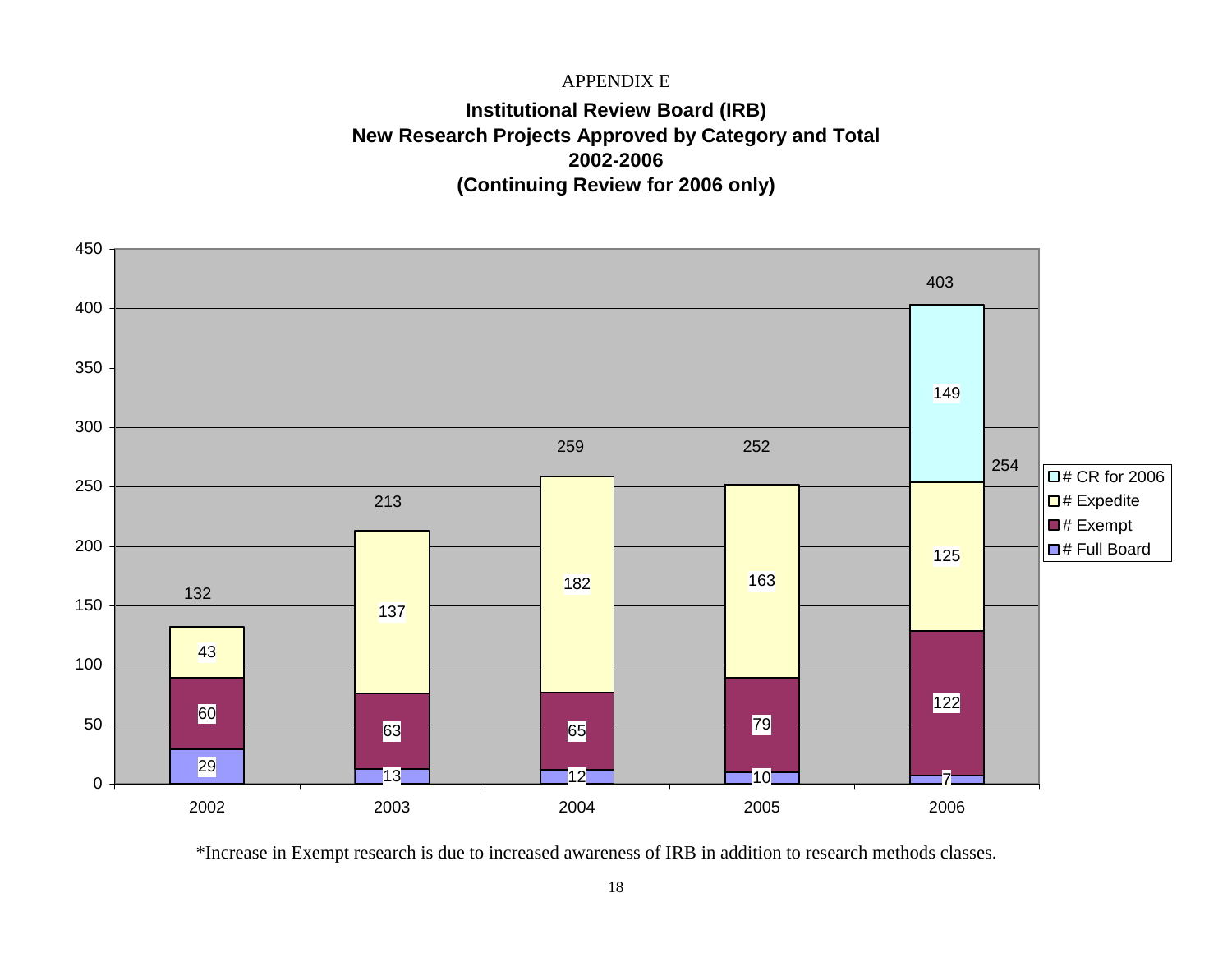APPENDIX E

## Institutional Review Board (IRB)
## New Research Projects Approved by Category and Total
## 2002-2006
## (Continuing Review for 2006 only)

| Year | # Full Board | # Exempt | # Expedite | # CR for 2006 | Total |
|---|---|---|---|---|---|
| 2002 | 29 | 60 | 43 | | 132 |
| 2003 | 13 | 63 | 137 | | 213 |
| 2004 | 12 | 65 | 182 | | 259 |
| 2005 | 10 | 79 | 163 | | 252 |
| 2006 | 7 | 122 | 125 | 149 | 254 / 403 |

*Increase in Exempt research is due to increased awareness of IRB in addition to research methods classes.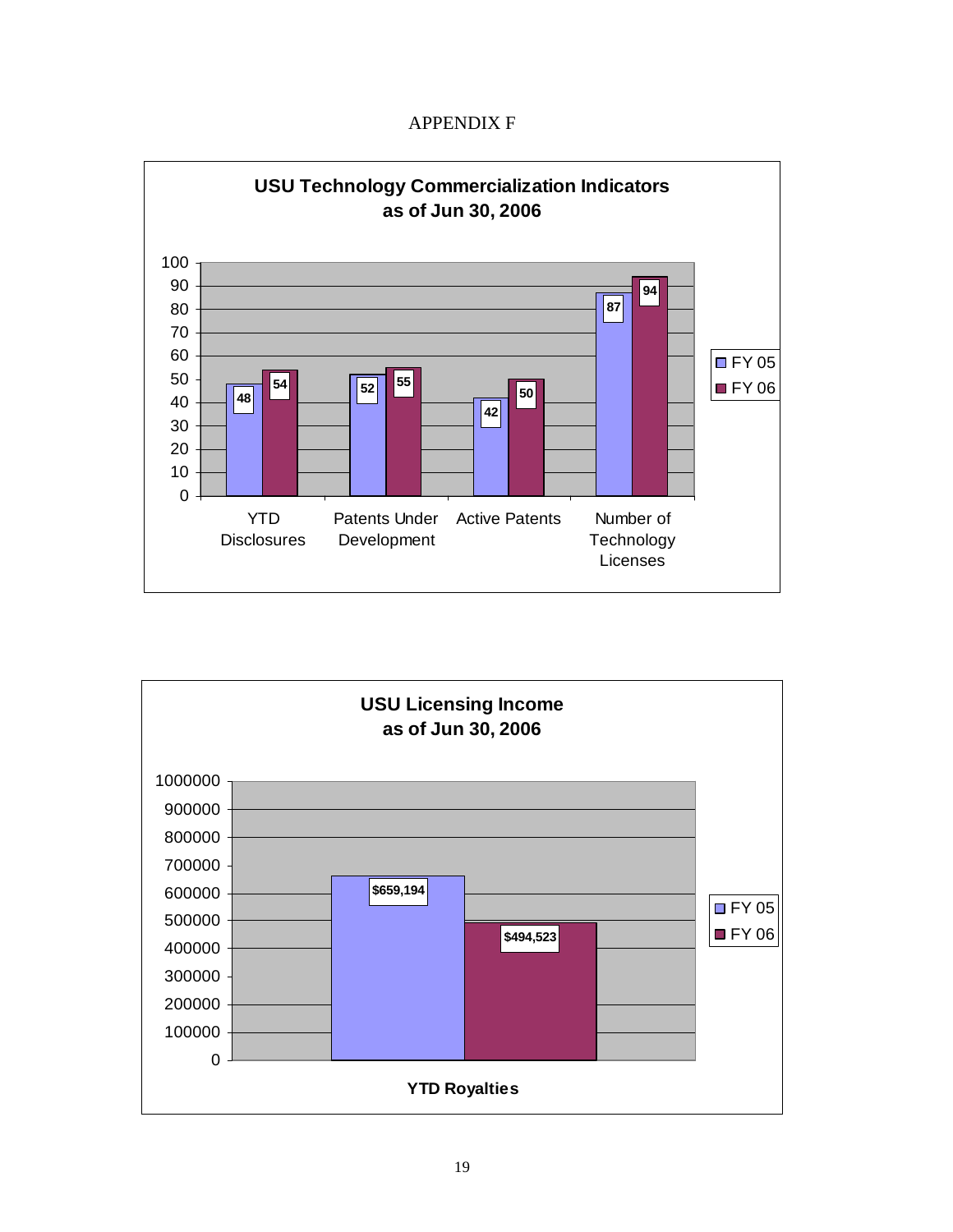APPENDIX F

**USU Technology Commercialization Indicators as of Jun 30, 2006**

| | FY 05 | FY 06 |
|---|---|---|
| YTD Disclosures | 48 | 54 |
| Patents Under Development | 52 | 55 |
| Active Patents | 42 | 50 |
| Number of Technology Licenses | 87 | 94 |

**USU Licensing Income as of Jun 30, 2006**

| | FY 05 | FY 06 |
|---|---|---|
| YTD Royalties | $659,194 | $494,523 |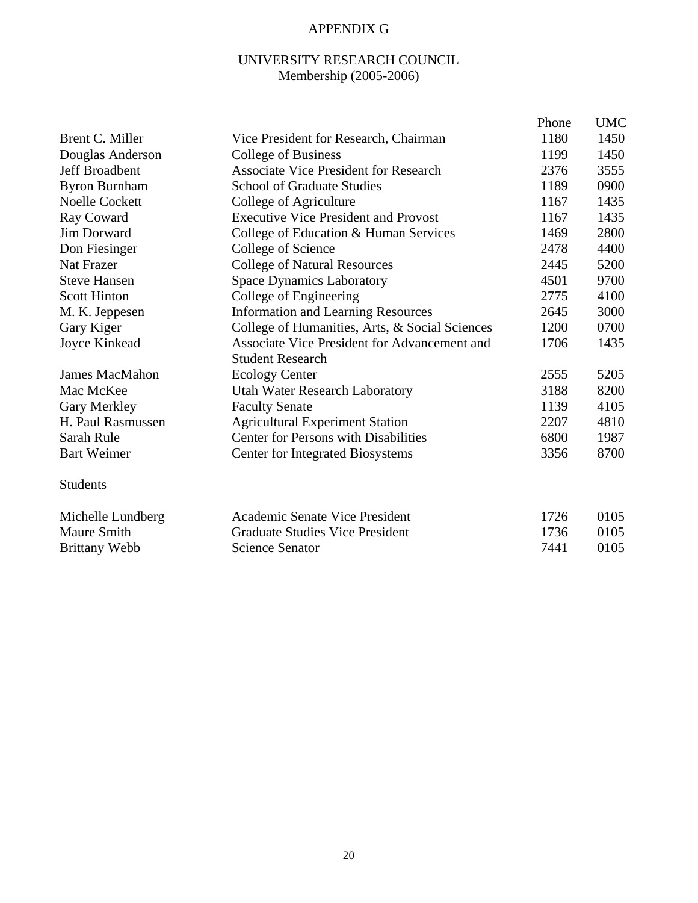# APPENDIX G

## UNIVERSITY RESEARCH COUNCIL
Membership (2005-2006)

| | | Phone | UMC |
|---|---|---|---|
| Brent C. Miller | Vice President for Research, Chairman | 1180 | 1450 |
| Douglas Anderson | College of Business | 1199 | 1450 |
| Jeff Broadbent | Associate Vice President for Research | 2376 | 3555 |
| Byron Burnham | School of Graduate Studies | 1189 | 0900 |
| Noelle Cockett | College of Agriculture | 1167 | 1435 |
| Ray Coward | Executive Vice President and Provost | 1167 | 1435 |
| Jim Dorward | College of Education & Human Services | 1469 | 2800 |
| Don Fiesinger | College of Science | 2478 | 4400 |
| Nat Frazer | College of Natural Resources | 2445 | 5200 |
| Steve Hansen | Space Dynamics Laboratory | 4501 | 9700 |
| Scott Hinton | College of Engineering | 2775 | 4100 |
| M. K. Jeppesen | Information and Learning Resources | 2645 | 3000 |
| Gary Kiger | College of Humanities, Arts, & Social Sciences | 1200 | 0700 |
| Joyce Kinkead | Associate Vice President for Advancement and Student Research | 1706 | 1435 |
| James MacMahon | Ecology Center | 2555 | 5205 |
| Mac McKee | Utah Water Research Laboratory | 3188 | 8200 |
| Gary Merkley | Faculty Senate | 1139 | 4105 |
| H. Paul Rasmussen | Agricultural Experiment Station | 2207 | 4810 |
| Sarah Rule | Center for Persons with Disabilities | 6800 | 1987 |
| Bart Weimer | Center for Integrated Biosystems | 3356 | 8700 |

Students

| | | | |
|---|---|---|---|
| Michelle Lundberg | Academic Senate Vice President | 1726 | 0105 |
| Maure Smith | Graduate Studies Vice President | 1736 | 0105 |
| Brittany Webb | Science Senator | 7441 | 0105 |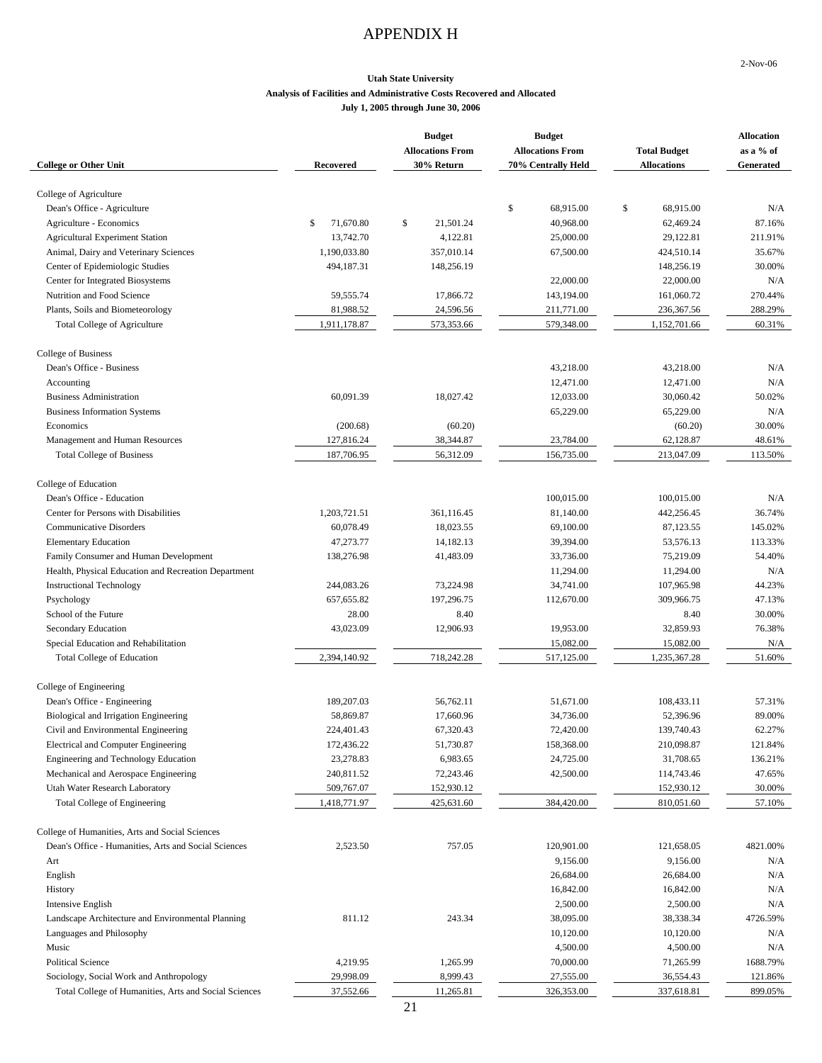# APPENDIX H

2-Nov-06

**Utah State University**
**Analysis of Facilities and Administrative Costs Recovered and Allocated**
**July 1, 2005 through June 30, 2006**

| College or Other Unit | Recovered | Budget Allocations From 30% Return | Budget Allocations From 70% Centrally Held | Total Budget Allocations | Allocation as a % of Generated |
|---|---|---|---|---|---|
| College of Agriculture | | | | | |
| Dean's Office - Agriculture | | | $ 68,915.00 | $ 68,915.00 | N/A |
| Agriculture - Economics | $ 71,670.80 | $ 21,501.24 | 40,968.00 | 62,469.24 | 87.16% |
| Agricultural Experiment Station | 13,742.70 | 4,122.81 | 25,000.00 | 29,122.81 | 211.91% |
| Animal, Dairy and Veterinary Sciences | 1,190,033.80 | 357,010.14 | 67,500.00 | 424,510.14 | 35.67% |
| Center of Epidemiologic Studies | 494,187.31 | 148,256.19 | | 148,256.19 | 30.00% |
| Center for Integrated Biosystems | | | 22,000.00 | 22,000.00 | N/A |
| Nutrition and Food Science | 59,555.74 | 17,866.72 | 143,194.00 | 161,060.72 | 270.44% |
| Plants, Soils and Biometeorology | 81,988.52 | 24,596.56 | 211,771.00 | 236,367.56 | 288.29% |
| Total College of Agriculture | 1,911,178.87 | 573,353.66 | 579,348.00 | 1,152,701.66 | 60.31% |
| College of Business | | | | | |
| Dean's Office - Business | | | 43,218.00 | 43,218.00 | N/A |
| Accounting | | | 12,471.00 | 12,471.00 | N/A |
| Business Administration | 60,091.39 | 18,027.42 | 12,033.00 | 30,060.42 | 50.02% |
| Business Information Systems | | | 65,229.00 | 65,229.00 | N/A |
| Economics | (200.68) | (60.20) | | (60.20) | 30.00% |
| Management and Human Resources | 127,816.24 | 38,344.87 | 23,784.00 | 62,128.87 | 48.61% |
| Total College of Business | 187,706.95 | 56,312.09 | 156,735.00 | 213,047.09 | 113.50% |
| College of Education | | | | | |
| Dean's Office - Education | | | 100,015.00 | 100,015.00 | N/A |
| Center for Persons with Disabilities | 1,203,721.51 | 361,116.45 | 81,140.00 | 442,256.45 | 36.74% |
| Communicative Disorders | 60,078.49 | 18,023.55 | 69,100.00 | 87,123.55 | 145.02% |
| Elementary Education | 47,273.77 | 14,182.13 | 39,394.00 | 53,576.13 | 113.33% |
| Family Consumer and Human Development | 138,276.98 | 41,483.09 | 33,736.00 | 75,219.09 | 54.40% |
| Health, Physical Education and Recreation Department | | | 11,294.00 | 11,294.00 | N/A |
| Instructional Technology | 244,083.26 | 73,224.98 | 34,741.00 | 107,965.98 | 44.23% |
| Psychology | 657,655.82 | 197,296.75 | 112,670.00 | 309,966.75 | 47.13% |
| School of the Future | 28.00 | 8.40 | | 8.40 | 30.00% |
| Secondary Education | 43,023.09 | 12,906.93 | 19,953.00 | 32,859.93 | 76.38% |
| Special Education and Rehabilitation | | | 15,082.00 | 15,082.00 | N/A |
| Total College of Education | 2,394,140.92 | 718,242.28 | 517,125.00 | 1,235,367.28 | 51.60% |
| College of Engineering | | | | | |
| Dean's Office - Engineering | 189,207.03 | 56,762.11 | 51,671.00 | 108,433.11 | 57.31% |
| Biological and Irrigation Engineering | 58,869.87 | 17,660.96 | 34,736.00 | 52,396.96 | 89.00% |
| Civil and Environmental Engineering | 224,401.43 | 67,320.43 | 72,420.00 | 139,740.43 | 62.27% |
| Electrical and Computer Engineering | 172,436.22 | 51,730.87 | 158,368.00 | 210,098.87 | 121.84% |
| Engineering and Technology Education | 23,278.83 | 6,983.65 | 24,725.00 | 31,708.65 | 136.21% |
| Mechanical and Aerospace Engineering | 240,811.52 | 72,243.46 | 42,500.00 | 114,743.46 | 47.65% |
| Utah Water Research Laboratory | 509,767.07 | 152,930.12 | | 152,930.12 | 30.00% |
| Total College of Engineering | 1,418,771.97 | 425,631.60 | 384,420.00 | 810,051.60 | 57.10% |
| College of Humanities, Arts and Social Sciences | | | | | |
| Dean's Office - Humanities, Arts and Social Sciences | 2,523.50 | 757.05 | 120,901.00 | 121,658.05 | 4821.00% |
| Art | | | 9,156.00 | 9,156.00 | N/A |
| English | | | 26,684.00 | 26,684.00 | N/A |
| History | | | 16,842.00 | 16,842.00 | N/A |
| Intensive English | | | 2,500.00 | 2,500.00 | N/A |
| Landscape Architecture and Environmental Planning | 811.12 | 243.34 | 38,095.00 | 38,338.34 | 4726.59% |
| Languages and Philosophy | | | 10,120.00 | 10,120.00 | N/A |
| Music | | | 4,500.00 | 4,500.00 | N/A |
| Political Science | 4,219.95 | 1,265.99 | 70,000.00 | 71,265.99 | 1688.79% |
| Sociology, Social Work and Anthropology | 29,998.09 | 8,999.43 | 27,555.00 | 36,554.43 | 121.86% |
| Total College of Humanities, Arts and Social Sciences | 37,552.66 | 11,265.81 | 326,353.00 | 337,618.81 | 899.05% |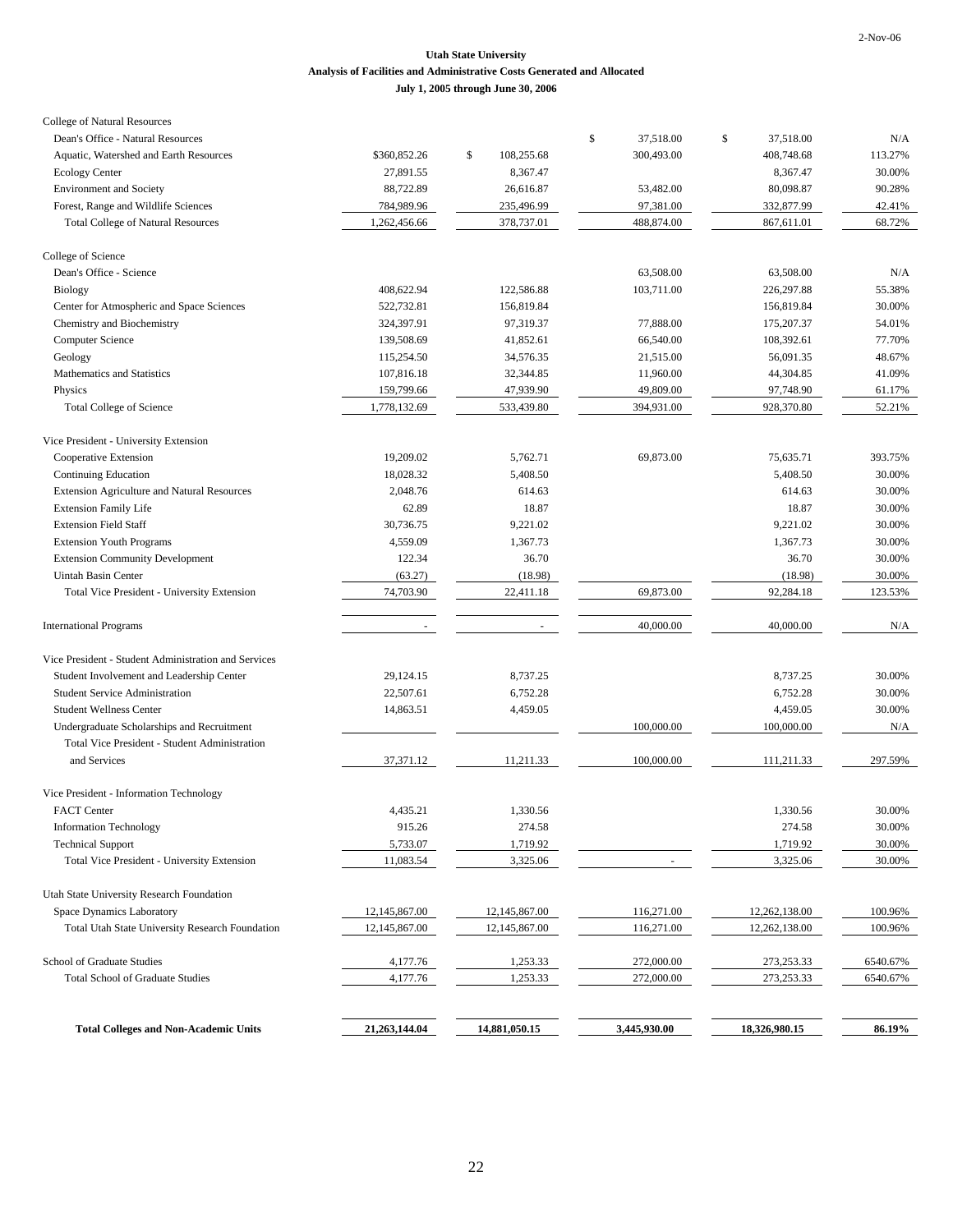2-Nov-06

**Utah State University**
**Analysis of Facilities and Administrative Costs Generated and Allocated**
**July 1, 2005 through June 30, 2006**

| | | | | | |
|---|---|---|---|---|---|
| College of Natural Resources | | | | | |
| Dean's Office - Natural Resources | | | $ 37,518.00 | $ 37,518.00 | N/A |
| Aquatic, Watershed and Earth Resources | $360,852.26 | $ 108,255.68 | 300,493.00 | 408,748.68 | 113.27% |
| Ecology Center | 27,891.55 | 8,367.47 | | 8,367.47 | 30.00% |
| Environment and Society | 88,722.89 | 26,616.87 | 53,482.00 | 80,098.87 | 90.28% |
| Forest, Range and Wildlife Sciences | 784,989.96 | 235,496.99 | 97,381.00 | 332,877.99 | 42.41% |
| Total College of Natural Resources | 1,262,456.66 | 378,737.01 | 488,874.00 | 867,611.01 | 68.72% |
| | | | | | |
| College of Science | | | | | |
| Dean's Office - Science | | | 63,508.00 | 63,508.00 | N/A |
| Biology | 408,622.94 | 122,586.88 | 103,711.00 | 226,297.88 | 55.38% |
| Center for Atmospheric and Space Sciences | 522,732.81 | 156,819.84 | | 156,819.84 | 30.00% |
| Chemistry and Biochemistry | 324,397.91 | 97,319.37 | 77,888.00 | 175,207.37 | 54.01% |
| Computer Science | 139,508.69 | 41,852.61 | 66,540.00 | 108,392.61 | 77.70% |
| Geology | 115,254.50 | 34,576.35 | 21,515.00 | 56,091.35 | 48.67% |
| Mathematics and Statistics | 107,816.18 | 32,344.85 | 11,960.00 | 44,304.85 | 41.09% |
| Physics | 159,799.66 | 47,939.90 | 49,809.00 | 97,748.90 | 61.17% |
| Total College of Science | 1,778,132.69 | 533,439.80 | 394,931.00 | 928,370.80 | 52.21% |
| | | | | | |
| Vice President - University Extension | | | | | |
| Cooperative Extension | 19,209.02 | 5,762.71 | 69,873.00 | 75,635.71 | 393.75% |
| Continuing Education | 18,028.32 | 5,408.50 | | 5,408.50 | 30.00% |
| Extension Agriculture and Natural Resources | 2,048.76 | 614.63 | | 614.63 | 30.00% |
| Extension Family Life | 62.89 | 18.87 | | 18.87 | 30.00% |
| Extension Field Staff | 30,736.75 | 9,221.02 | | 9,221.02 | 30.00% |
| Extension Youth Programs | 4,559.09 | 1,367.73 | | 1,367.73 | 30.00% |
| Extension Community Development | 122.34 | 36.70 | | 36.70 | 30.00% |
| Uintah Basin Center | (63.27) | (18.98) | | (18.98) | 30.00% |
| Total Vice President - University Extension | 74,703.90 | 22,411.18 | 69,873.00 | 92,284.18 | 123.53% |
| | | | | | |
| International Programs | - | - | 40,000.00 | 40,000.00 | N/A |
| | | | | | |
| Vice President - Student Administration and Services | | | | | |
| Student Involvement and Leadership Center | 29,124.15 | 8,737.25 | | 8,737.25 | 30.00% |
| Student Service Administration | 22,507.61 | 6,752.28 | | 6,752.28 | 30.00% |
| Student Wellness Center | 14,863.51 | 4,459.05 | | 4,459.05 | 30.00% |
| Undergraduate Scholarships and Recruitment | | | 100,000.00 | 100,000.00 | N/A |
| Total Vice President - Student Administration and Services | 37,371.12 | 11,211.33 | 100,000.00 | 111,211.33 | 297.59% |
| | | | | | |
| Vice President - Information Technology | | | | | |
| FACT Center | 4,435.21 | 1,330.56 | | 1,330.56 | 30.00% |
| Information Technology | 915.26 | 274.58 | | 274.58 | 30.00% |
| Technical Support | 5,733.07 | 1,719.92 | | 1,719.92 | 30.00% |
| Total Vice President - University Extension | 11,083.54 | 3,325.06 | - | 3,325.06 | 30.00% |
| | | | | | |
| Utah State University Research Foundation | | | | | |
| Space Dynamics Laboratory | 12,145,867.00 | 12,145,867.00 | 116,271.00 | 12,262,138.00 | 100.96% |
| Total Utah State University Research Foundation | 12,145,867.00 | 12,145,867.00 | 116,271.00 | 12,262,138.00 | 100.96% |
| | | | | | |
| School of Graduate Studies | 4,177.76 | 1,253.33 | 272,000.00 | 273,253.33 | 6540.67% |
| Total School of Graduate Studies | 4,177.76 | 1,253.33 | 272,000.00 | 273,253.33 | 6540.67% |
| | | | | | |
| **Total Colleges and Non-Academic Units** | **21,263,144.04** | **14,881,050.15** | **3,445,930.00** | **18,326,980.15** | **86.19%** |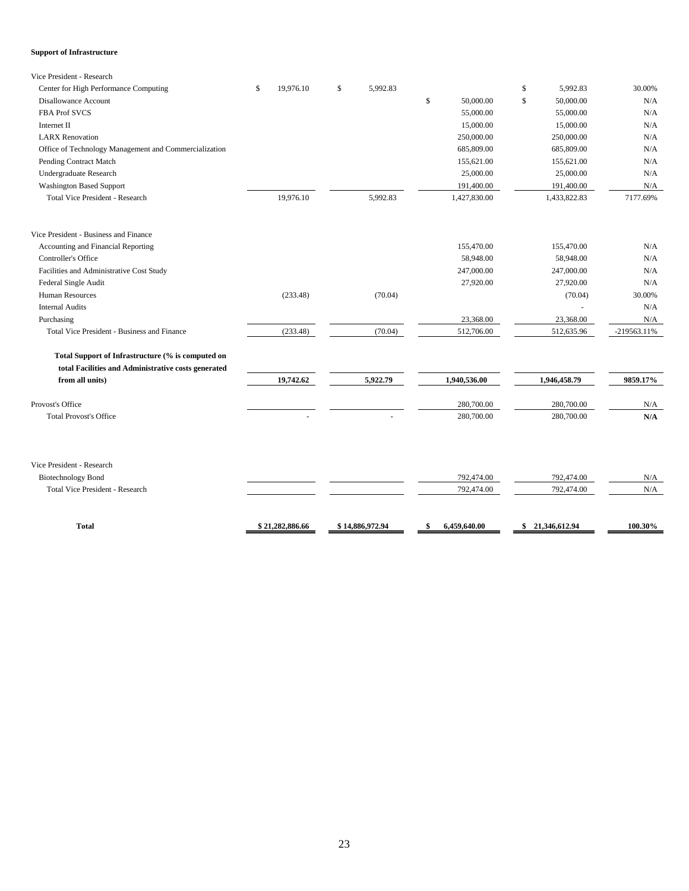**Support of Infrastructure**

| | | | | | |
|---|---|---|---|---|---|
| Vice President - Research | | | | | |
| Center for High Performance Computing | $ 19,976.10 | $ 5,992.83 | | $ 5,992.83 | 30.00% |
| Disallowance Account | | | $ 50,000.00 | $ 50,000.00 | N/A |
| FBA Prof SVCS | | | 55,000.00 | 55,000.00 | N/A |
| Internet II | | | 15,000.00 | 15,000.00 | N/A |
| LARX Renovation | | | 250,000.00 | 250,000.00 | N/A |
| Office of Technology Management and Commercialization | | | 685,809.00 | 685,809.00 | N/A |
| Pending Contract Match | | | 155,621.00 | 155,621.00 | N/A |
| Undergraduate Research | | | 25,000.00 | 25,000.00 | N/A |
| Washington Based Support | | | 191,400.00 | 191,400.00 | N/A |
| Total Vice President - Research | 19,976.10 | 5,992.83 | 1,427,830.00 | 1,433,822.83 | 7177.69% |
| Vice President - Business and Finance | | | | | |
| Accounting and Financial Reporting | | | 155,470.00 | 155,470.00 | N/A |
| Controller's Office | | | 58,948.00 | 58,948.00 | N/A |
| Facilities and Administrative Cost Study | | | 247,000.00 | 247,000.00 | N/A |
| Federal Single Audit | | | 27,920.00 | 27,920.00 | N/A |
| Human Resources | (233.48) | (70.04) | | (70.04) | 30.00% |
| Internal Audits | | | | - | N/A |
| Purchasing | | | 23,368.00 | 23,368.00 | N/A |
| Total Vice President - Business and Finance | (233.48) | (70.04) | 512,706.00 | 512,635.96 | -219563.11% |
| **Total Support of Infrastructure (% is computed on total Facilities and Administrative costs generated from all units)** | **19,742.62** | **5,922.79** | **1,940,536.00** | **1,946,458.79** | **9859.17%** |
| Provost's Office | | | 280,700.00 | 280,700.00 | N/A |
| Total Provost's Office | - | - | 280,700.00 | 280,700.00 | **N/A** |
| Vice President - Research | | | | | |
| Biotechnology Bond | | | 792,474.00 | 792,474.00 | N/A |
| Total Vice President - Research | | | 792,474.00 | 792,474.00 | N/A |
| **Total** | **$ 21,282,886.66** | **$ 14,886,972.94** | **$ 6,459,640.00** | **$ 21,346,612.94** | **100.30%** |